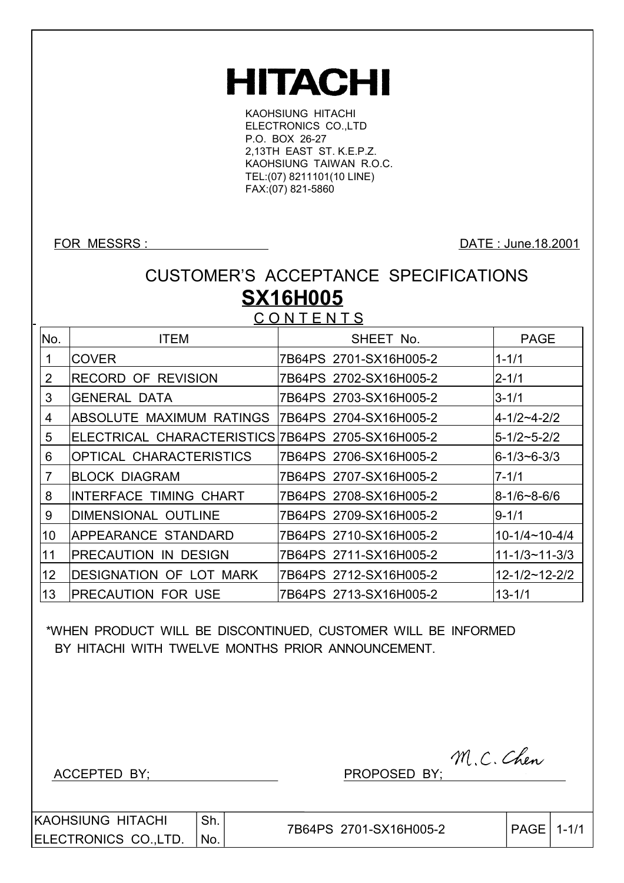# HITACHI

KAOHSIUNG HITACHI
ELECTRONICS CO.,LTD
P.O. BOX 26-27
2,13TH EAST ST. K.E.P.Z.
KAOHSIUNG TAIWAN R.O.C.
TEL:(07) 8211101(10 LINE)
FAX:(07) 821-5860

FOR MESSRS :

DATE : June.18.2001

## CUSTOMER'S ACCEPTANCE SPECIFICATIONS

## SX16H005

### CONTENTS

| No. | ITEM | SHEET No. | PAGE |
|---|---|---|---|
| 1 | COVER | 7B64PS 2701-SX16H005-2 | 1-1/1 |
| 2 | RECORD OF REVISION | 7B64PS 2702-SX16H005-2 | 2-1/1 |
| 3 | GENERAL DATA | 7B64PS 2703-SX16H005-2 | 3-1/1 |
| 4 | ABSOLUTE MAXIMUM RATINGS | 7B64PS 2704-SX16H005-2 | 4-1/2~4-2/2 |
| 5 | ELECTRICAL CHARACTERISTICS | 7B64PS 2705-SX16H005-2 | 5-1/2~5-2/2 |
| 6 | OPTICAL CHARACTERISTICS | 7B64PS 2706-SX16H005-2 | 6-1/3~6-3/3 |
| 7 | BLOCK DIAGRAM | 7B64PS 2707-SX16H005-2 | 7-1/1 |
| 8 | INTERFACE TIMING CHART | 7B64PS 2708-SX16H005-2 | 8-1/6~8-6/6 |
| 9 | DIMENSIONAL OUTLINE | 7B64PS 2709-SX16H005-2 | 9-1/1 |
| 10 | APPEARANCE STANDARD | 7B64PS 2710-SX16H005-2 | 10-1/4~10-4/4 |
| 11 | PRECAUTION IN DESIGN | 7B64PS 2711-SX16H005-2 | 11-1/3~11-3/3 |
| 12 | DESIGNATION OF LOT MARK | 7B64PS 2712-SX16H005-2 | 12-1/2~12-2/2 |
| 13 | PRECAUTION FOR USE | 7B64PS 2713-SX16H005-2 | 13-1/1 |

*WHEN PRODUCT WILL BE DISCONTINUED, CUSTOMER WILL BE INFORMED BY HITACHI WITH TWELVE MONTHS PRIOR ANNOUNCEMENT.

ACCEPTED BY;

PROPOSED BY; M.C. Chen

| KAOHSIUNG HITACHI ELECTRONICS CO.,LTD. | Sh. No. | 7B64PS 2701-SX16H005-2 | PAGE | 1-1/1 |
|---|---|---|---|---|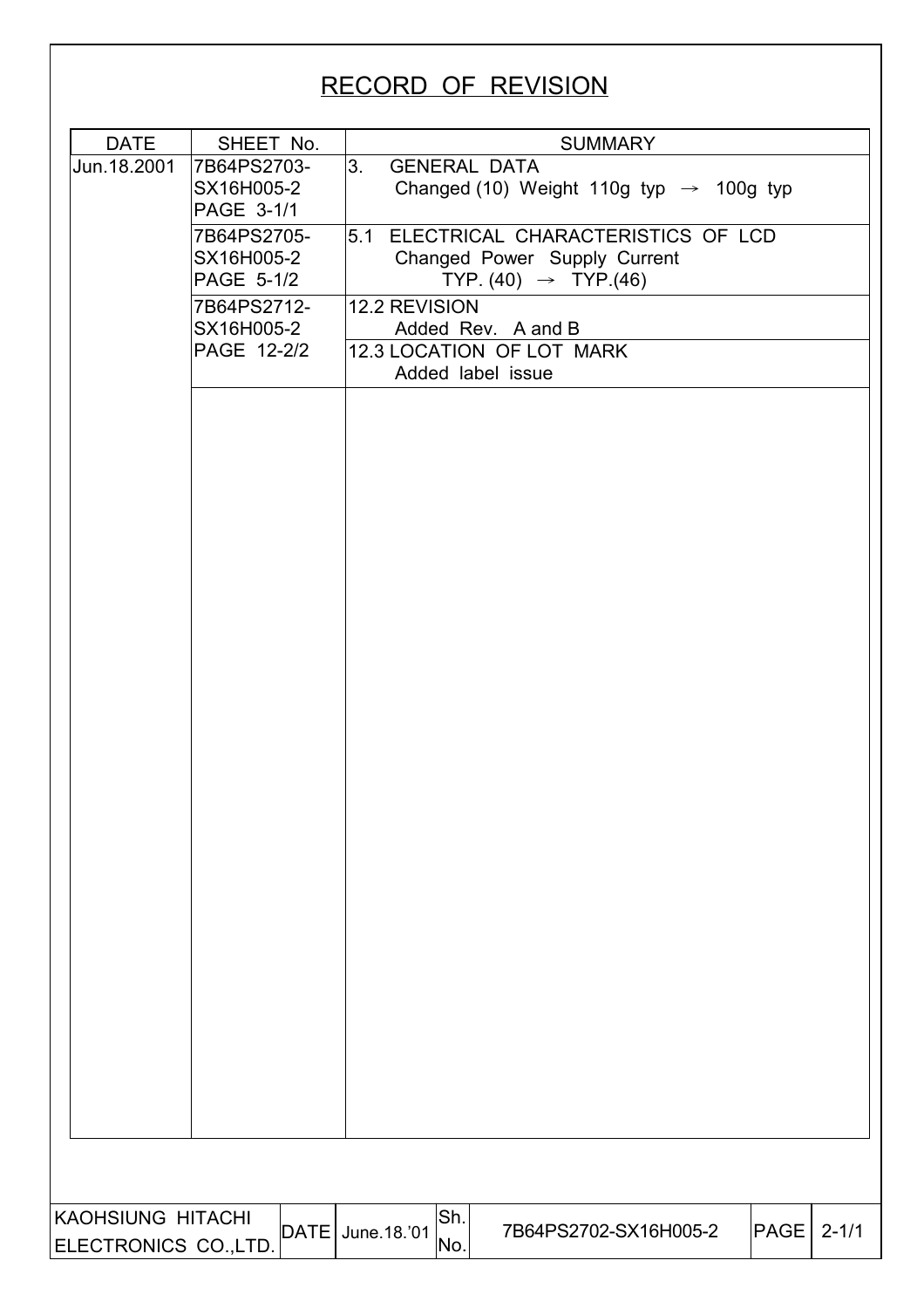# RECORD OF REVISION

| DATE | SHEET No. | SUMMARY |
|---|---|---|
| Jun.18.2001 | 7B64PS2703-SX16H005-2 PAGE 3-1/1 | 3. GENERAL DATA<br>Changed (10) Weight 110g typ → 100g typ |
| | 7B64PS2705-SX16H005-2 PAGE 5-1/2 | 5.1 ELECTRICAL CHARACTERISTICS OF LCD<br>Changed Power Supply Current<br>TYP. (40) → TYP.(46) |
| | 7B64PS2712-SX16H005-2 PAGE 12-2/2 | 12.2 REVISION<br>Added Rev. A and B |
| | | 12.3 LOCATION OF LOT MARK<br>Added label issue |

| KAOHSIUNG HITACHI ELECTRONICS CO.,LTD. | DATE | June.18.'01 | Sh. No. | 7B64PS2702-SX16H005-2 | PAGE | 2-1/1 |
|---|---|---|---|---|---|---|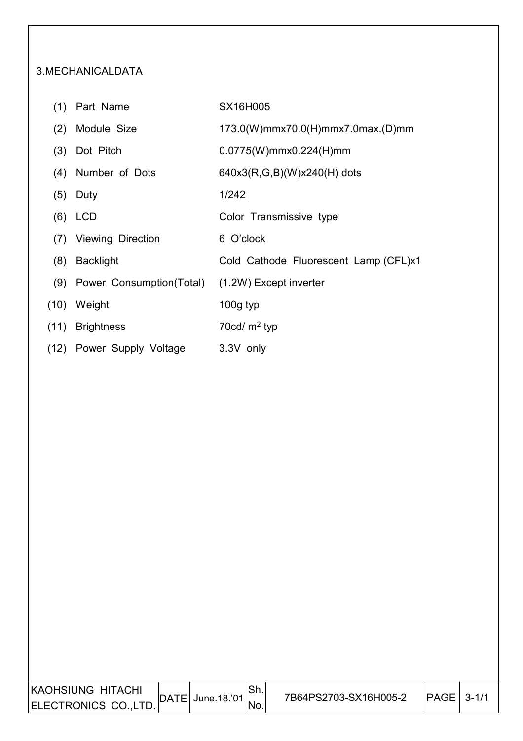# 3.MECHANICALDATA

| | | |
|---|---|---|
| (1) | Part Name | SX16H005 |
| (2) | Module Size | 173.0(W)mmx70.0(H)mmx7.0max.(D)mm |
| (3) | Dot Pitch | 0.0775(W)mmx0.224(H)mm |
| (4) | Number of Dots | 640x3(R,G,B)(W)x240(H) dots |
| (5) | Duty | 1/242 |
| (6) | LCD | Color Transmissive type |
| (7) | Viewing Direction | 6 O'clock |
| (8) | Backlight | Cold Cathode Fluorescent Lamp (CFL)x1 |
| (9) | Power Consumption(Total) | (1.2W) Except inverter |
| (10) | Weight | 100g typ |
| (11) | Brightness | 70cd/ $m^2$ typ |
| (12) | Power Supply Voltage | 3.3V only |

| KAOHSIUNG HITACHI ELECTRONICS CO.,LTD. | DATE | June.18.'01 | Sh. No. | 7B64PS2703-SX16H005-2 | PAGE | 3-1/1 |
|---|---|---|---|---|---|---|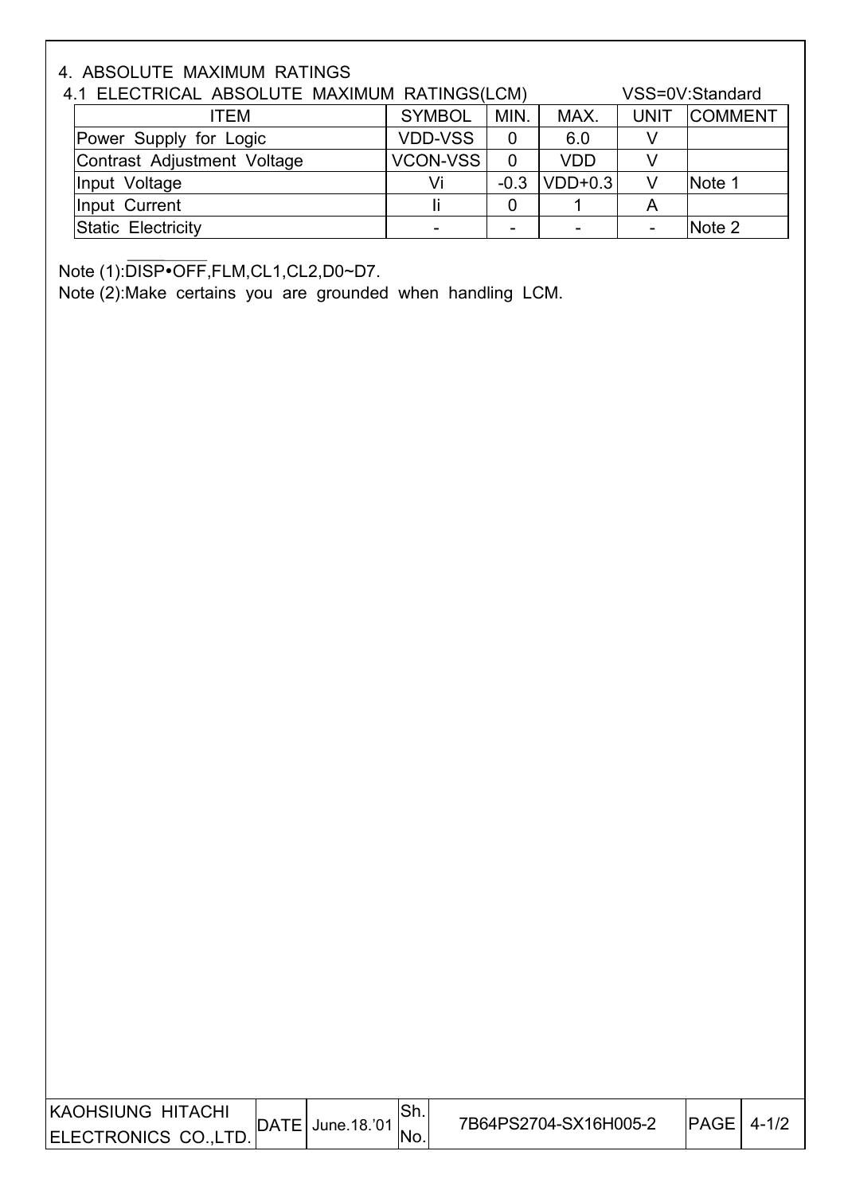# 4. ABSOLUTE MAXIMUM RATINGS

## 4.1 ELECTRICAL ABSOLUTE MAXIMUM RATINGS(LCM)

VSS=0V:Standard

| ITEM | SYMBOL | MIN. | MAX. | UNIT | COMMENT |
|---|---|---|---|---|---|
| Power Supply for Logic | VDD-VSS | 0 | 6.0 | V | |
| Contrast Adjustment Voltage | VCON-VSS | 0 | VDD | V | |
| Input Voltage | Vi | -0.3 | VDD+0.3 | V | Note 1 |
| Input Current | Ii | 0 | 1 | A | |
| Static Electricity | - | - | - | - | Note 2 |

Note (1): $\overline{\text{DISP•OFF}}$,FLM,CL1,CL2,D0~D7.

Note (2):Make certains you are grounded when handling LCM.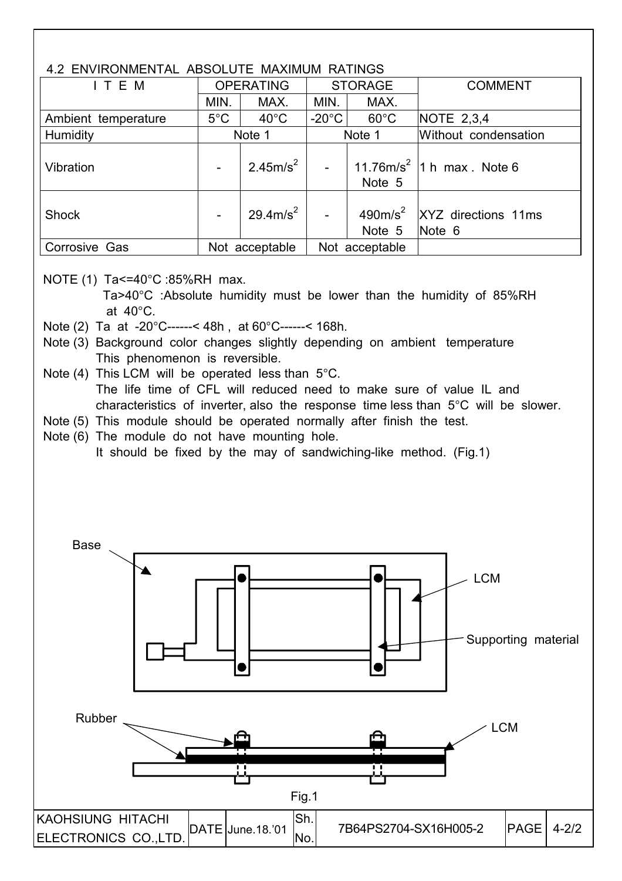## 4.2 ENVIRONMENTAL ABSOLUTE MAXIMUM RATINGS

| ITEM | OPERATING | | STORAGE | | COMMENT |
|---|---|---|---|---|---|
| | MIN. | MAX. | MIN. | MAX. | |
| Ambient temperature | 5°C | 40°C | -20°C | 60°C | NOTE 2,3,4 |
| Humidity | Note 1 | | Note 1 | | Without condensation |
| Vibration | - | $2.45m/s^2$ | - | $11.76m/s^2$ Note 5 | 1 h max . Note 6 |
| Shock | - | $29.4m/s^2$ | - | $490m/s^2$ Note 5 | XYZ directions 11ms Note 6 |
| Corrosive Gas | Not acceptable | | Not acceptable | | |

NOTE (1) Ta<=40°C :85%RH max.
Ta>40°C :Absolute humidity must be lower than the humidity of 85%RH at 40°C.

Note (2) Ta at -20°C------< 48h , at 60°C------< 168h.

Note (3) Background color changes slightly depending on ambient temperature This phenomenon is reversible.

Note (4) This LCM will be operated less than 5°C.
The life time of CFL will reduced need to make sure of value IL and characteristics of inverter, also the response time less than 5°C will be slower.

Note (5) This module should be operated normally after finish the test.

Note (6) The module do not have mounting hole.
It should be fixed by the may of sandwiching-like method. (Fig.1)

Base

LCM

Supporting material

Rubber

LCM

Fig.1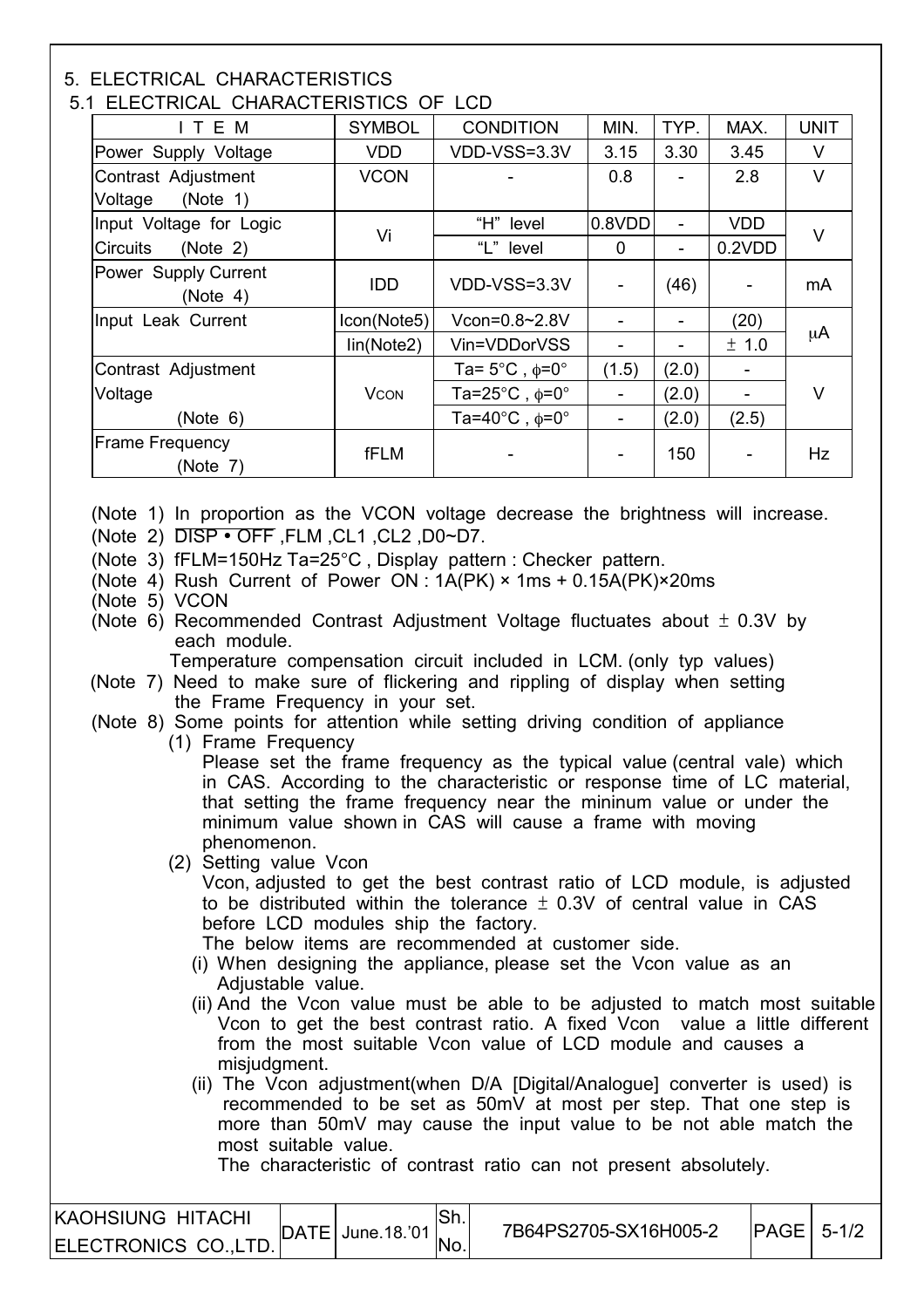## 5. ELECTRICAL CHARACTERISTICS

### 5.1 ELECTRICAL CHARACTERISTICS OF LCD

| ITEM | SYMBOL | CONDITION | MIN. | TYP. | MAX. | UNIT |
|---|---|---|---|---|---|---|
| Power Supply Voltage | VDD | VDD-VSS=3.3V | 3.15 | 3.30 | 3.45 | V |
| Contrast Adjustment Voltage (Note 1) | VCON | - | 0.8 | - | 2.8 | V |
| Input Voltage for Logic Circuits (Note 2) | Vi | "H" level | 0.8VDD | - | VDD | V |
| | | "L" level | 0 | - | 0.2VDD | |
| Power Supply Current (Note 4) | IDD | VDD-VSS=3.3V | - | (46) | - | mA |
| Input Leak Current | Icon(Note5) | Vcon=0.8~2.8V | - | - | (20) | μA |
| | Iin(Note2) | Vin=VDDorVSS | - | - | ± 1.0 | |
| Contrast Adjustment Voltage (Note 6) | VCON | Ta= 5°C , φ=0° | (1.5) | (2.0) | - | V |
| | | Ta=25°C , φ=0° | - | (2.0) | - | |
| | | Ta=40°C , φ=0° | - | (2.0) | (2.5) | |
| Frame Frequency (Note 7) | fFLM | - | - | 150 | - | Hz |

(Note 1) In proportion as the VCON voltage decrease the brightness will increase.

(Note 2) $\overline{\text{DISP} \bullet \text{OFF}}$ ,FLM ,CL1 ,CL2 ,D0~D7.

(Note 3) fFLM=150Hz Ta=25°C , Display pattern : Checker pattern.

(Note 4) Rush Current of Power ON : 1A(PK) × 1ms + 0.15A(PK)×20ms

(Note 5) VCON

(Note 6) Recommended Contrast Adjustment Voltage fluctuates about ± 0.3V by each module.
Temperature compensation circuit included in LCM. (only typ values)

(Note 7) Need to make sure of flickering and rippling of display when setting the Frame Frequency in your set.

(Note 8) Some points for attention while setting driving condition of appliance

(1) Frame Frequency
Please set the frame frequency as the typical value (central vale) which in CAS. According to the characteristic or response time of LC material, that setting the frame frequency near the mininum value or under the minimum value shown in CAS will cause a frame with moving phenomenon.

(2) Setting value Vcon
Vcon, adjusted to get the best contrast ratio of LCD module, is adjusted to be distributed within the tolerance ± 0.3V of central value in CAS before LCD modules ship the factory.
The below items are recommended at customer side.

(i) When designing the appliance, please set the Vcon value as an Adjustable value.

(ii) And the Vcon value must be able to be adjusted to match most suitable Vcon to get the best contrast ratio. A fixed Vcon value a little different from the most suitable Vcon value of LCD module and causes a misjudgment.

(ii) The Vcon adjustment(when D/A [Digital/Analogue] converter is used) is recommended to be set as 50mV at most per step. That one step is more than 50mV may cause the input value to be not able match the most suitable value.
The characteristic of contrast ratio can not present absolutely.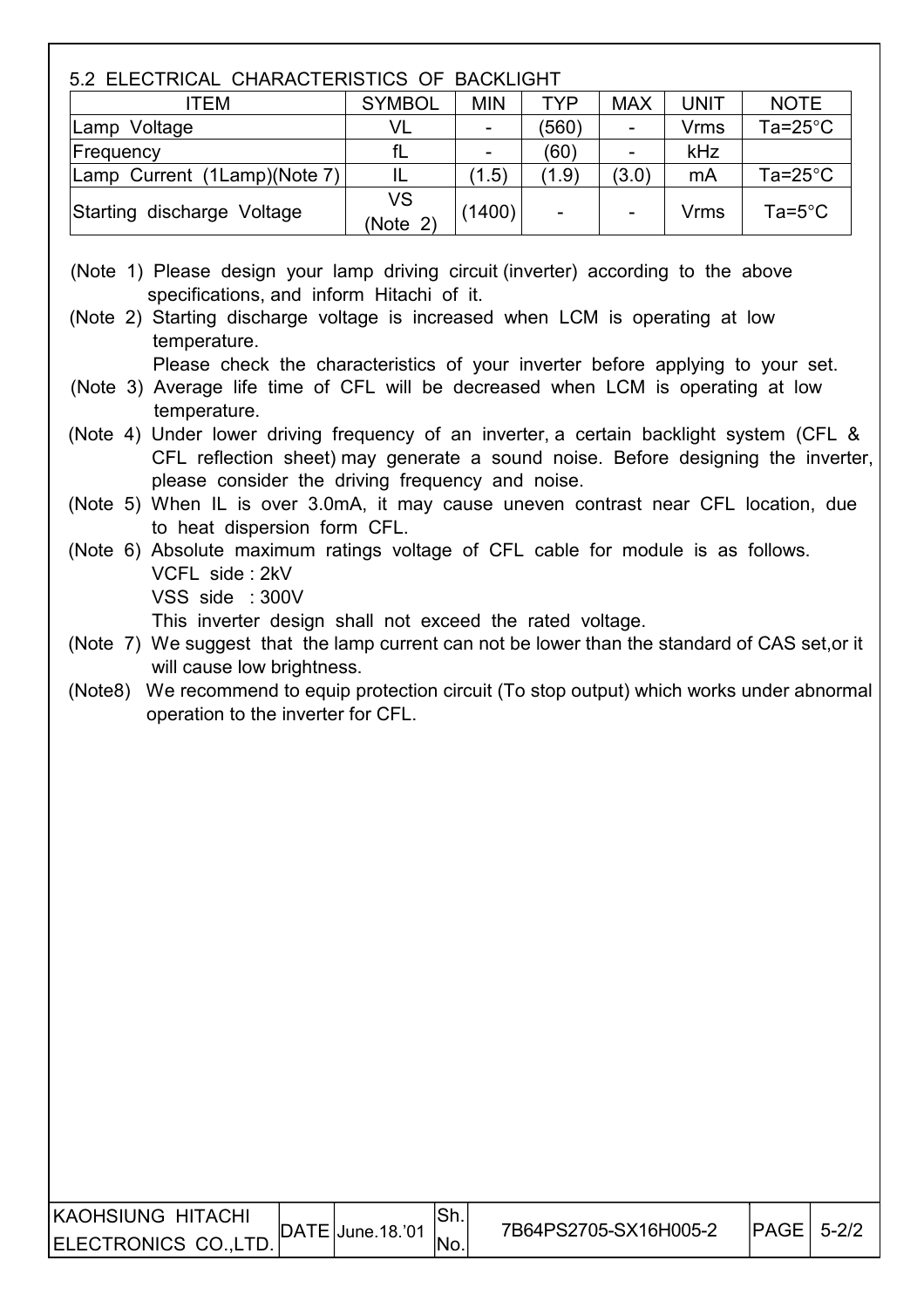## 5.2 ELECTRICAL CHARACTERISTICS OF BACKLIGHT

| ITEM | SYMBOL | MIN | TYP | MAX | UNIT | NOTE |
|---|---|---|---|---|---|---|
| Lamp Voltage | VL | - | (560) | - | Vrms | Ta=25°C |
| Frequency | fL | - | (60) | - | kHz | |
| Lamp Current (1Lamp)(Note 7) | IL | (1.5) | (1.9) | (3.0) | mA | Ta=25°C |
| Starting discharge Voltage | VS (Note 2) | (1400) | - | - | Vrms | Ta=5°C |

(Note 1) Please design your lamp driving circuit (inverter) according to the above specifications, and inform Hitachi of it.

(Note 2) Starting discharge voltage is increased when LCM is operating at low temperature.
Please check the characteristics of your inverter before applying to your set.

(Note 3) Average life time of CFL will be decreased when LCM is operating at low temperature.

(Note 4) Under lower driving frequency of an inverter, a certain backlight system (CFL & CFL reflection sheet) may generate a sound noise. Before designing the inverter, please consider the driving frequency and noise.

(Note 5) When IL is over 3.0mA, it may cause uneven contrast near CFL location, due to heat dispersion form CFL.

(Note 6) Absolute maximum ratings voltage of CFL cable for module is as follows.
VCFL side : 2kV
VSS side : 300V
This inverter design shall not exceed the rated voltage.

(Note 7) We suggest that the lamp current can not be lower than the standard of CAS set,or it will cause low brightness.

(Note8) We recommend to equip protection circuit (To stop output) which works under abnormal operation to the inverter for CFL.

| KAOHSIUNG HITACHI ELECTRONICS CO.,LTD. | DATE | June.18.'01 | Sh. No. | 7B64PS2705-SX16H005-2 | PAGE | 5-2/2 |
|---|---|---|---|---|---|---|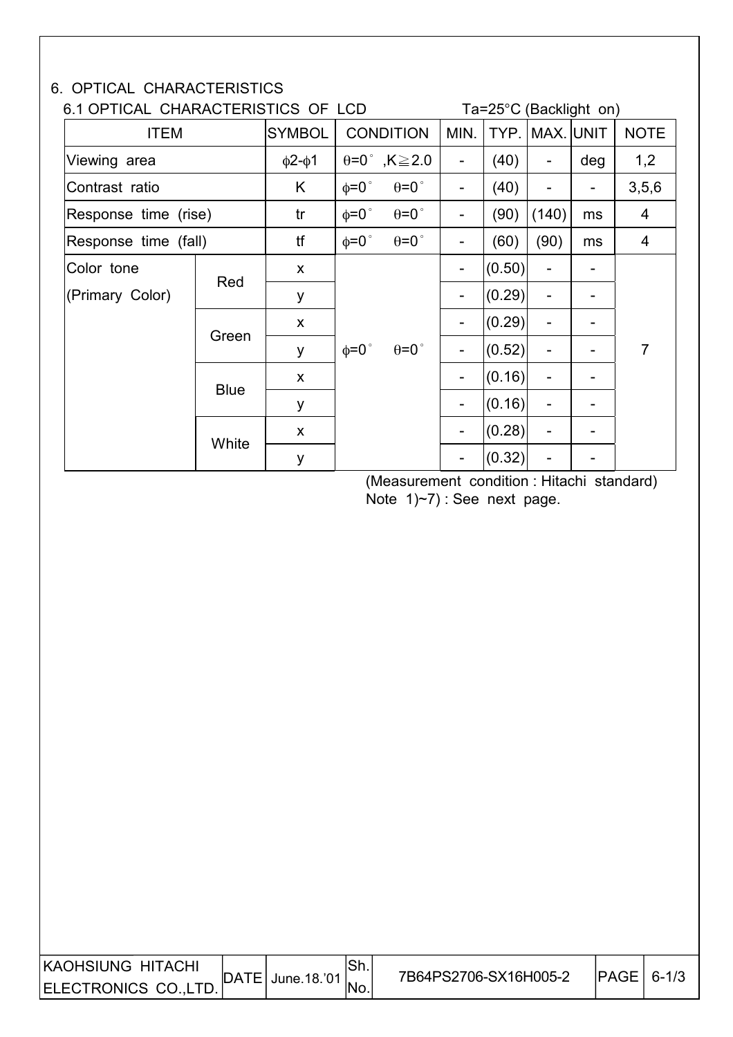# 6. OPTICAL CHARACTERISTICS

## 6.1 OPTICAL CHARACTERISTICS OF LCD

Ta=25°C (Backlight on)

| ITEM | | SYMBOL | CONDITION | MIN. | TYP. | MAX. | UNIT | NOTE |
|---|---|---|---|---|---|---|---|---|
| Viewing area | | $\phi 2$-$\phi 1$ | $\theta$=0°, K≧2.0 | - | (40) | - | deg | 1,2 |
| Contrast ratio | | K | $\phi$=0° $\theta$=0° | - | (40) | - | - | 3,5,6 |
| Response time (rise) | | tr | $\phi$=0° $\theta$=0° | - | (90) | (140) | ms | 4 |
| Response time (fall) | | tf | $\phi$=0° $\theta$=0° | - | (60) | (90) | ms | 4 |
| Color tone (Primary Color) | Red | x | $\phi$=0° $\theta$=0° | - | (0.50) | - | - | 7 |
| | | y | | - | (0.29) | - | - | |
| | Green | x | | - | (0.29) | - | - | |
| | | y | | - | (0.52) | - | - | |
| | Blue | x | | - | (0.16) | - | - | |
| | | y | | - | (0.16) | - | - | |
| | White | x | | - | (0.28) | - | - | |
| | | y | | - | (0.32) | - | - | |

(Measurement condition : Hitachi standard)
Note 1)~7) : See next page.

| KAOHSIUNG HITACHI ELECTRONICS CO.,LTD. | DATE | June.18.'01 | Sh. No. | 7B64PS2706-SX16H005-2 | PAGE | 6-1/3 |
|---|---|---|---|---|---|---|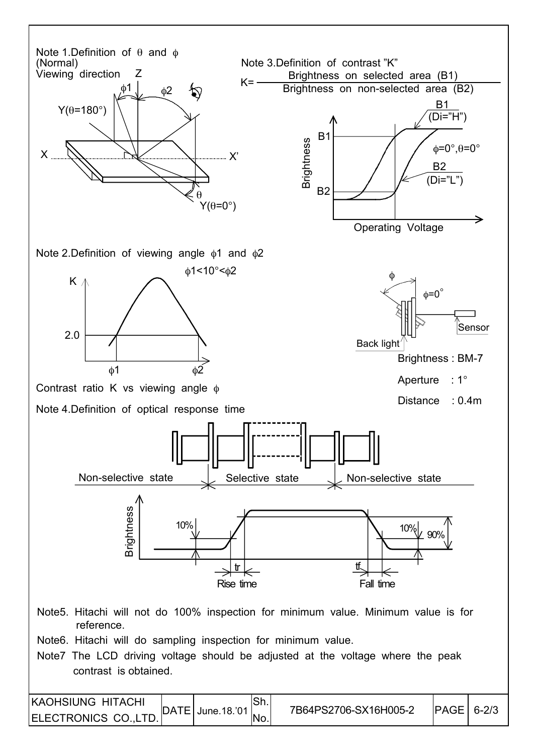Note 1. Definition of $\theta$ and $\phi$

(Normal) Viewing direction

Note 3. Definition of contrast "K"

$$K = \frac{\text{Brightness on selected area (B1)}}{\text{Brightness on non-selected area (B2)}}$$

Note 2. Definition of viewing angle $\phi 1$ and $\phi 2$

$\phi 1 < 10° < \phi 2$

Contrast ratio K vs viewing angle $\phi$

Brightness : BM-7

Aperture : 1°

Distance : 0.4m

Note 4. Definition of optical response time

Note5. Hitachi will not do 100% inspection for minimum value. Minimum value is for reference.

Note6. Hitachi will do sampling inspection for minimum value.

Note7 The LCD driving voltage should be adjusted at the voltage where the peak contrast is obtained.

| KAOHSIUNG HITACHI ELECTRONICS CO.,LTD. | DATE | June.18.'01 | Sh. No. | 7B64PS2706-SX16H005-2 | PAGE | 6-2/3 |
|---|---|---|---|---|---|---|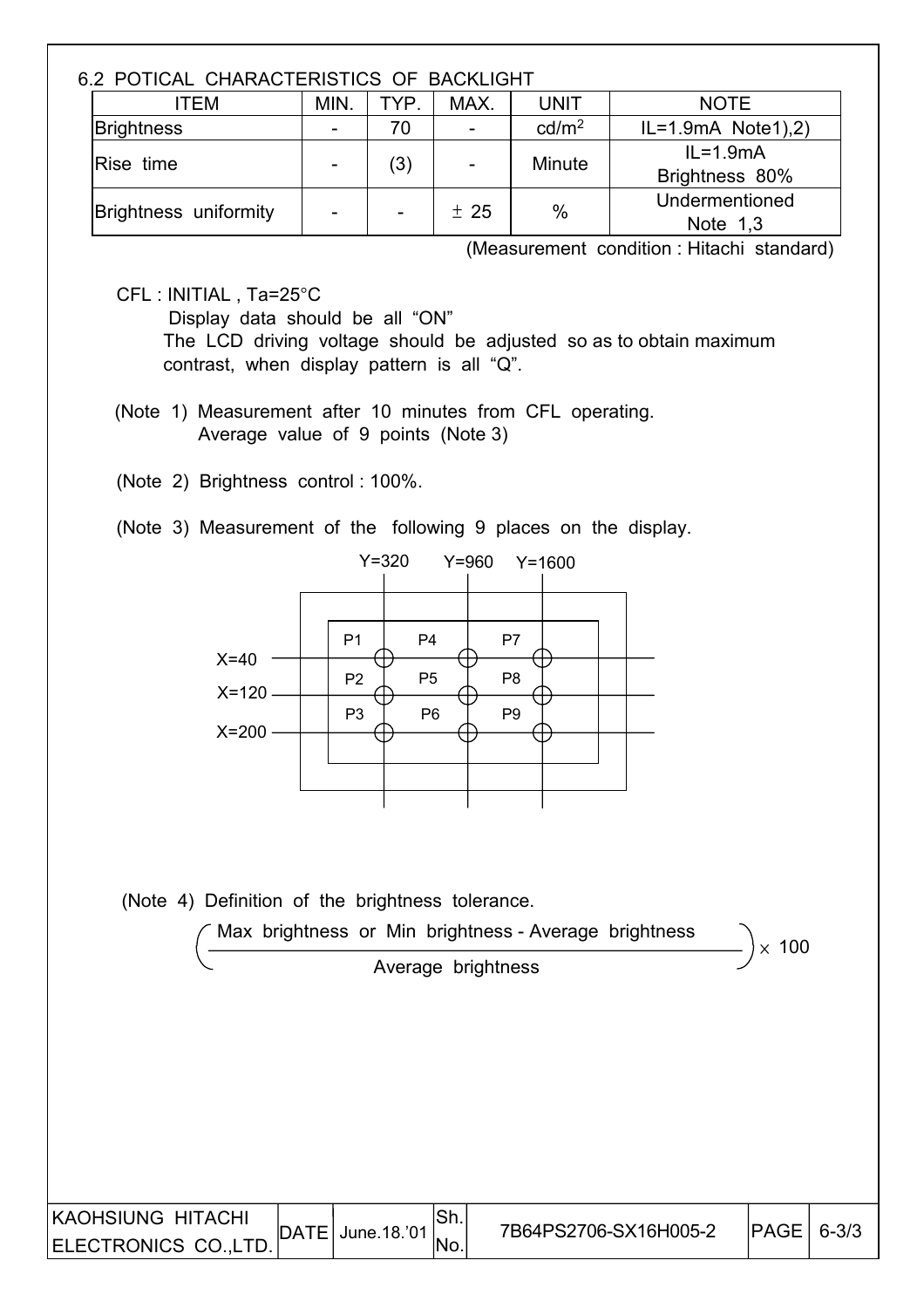## 6.2 POTICAL CHARACTERISTICS OF BACKLIGHT

| ITEM | MIN. | TYP. | MAX. | UNIT | NOTE |
|---|---|---|---|---|---|
| Brightness | - | 70 | - | cd/m$^2$ | IL=1.9mA Note1),2) |
| Rise time | - | (3) | - | Minute | IL=1.9mA Brightness 80% |
| Brightness uniformity | - | - | ± 25 | % | Undermentioned Note 1,3 |

(Measurement condition : Hitachi standard)

CFL : INITIAL , Ta=25°C

Display data should be all "ON"

The LCD driving voltage should be adjusted so as to obtain maximum contrast, when display pattern is all "Q".

(Note 1) Measurement after 10 minutes from CFL operating. Average value of 9 points (Note 3)

(Note 2) Brightness control : 100%.

(Note 3) Measurement of the following 9 places on the display.

| | Y=320 | Y=960 | Y=1600 |
|---|---|---|---|
| X=40 | P1 | P4 | P7 |
| X=120 | P2 | P5 | P8 |
| X=200 | P3 | P6 | P9 |

(Note 4) Definition of the brightness tolerance.

$$\left( \frac{\text{Max brightness or Min brightness - Average brightness}}{\text{Average brightness}} \right) \times 100$$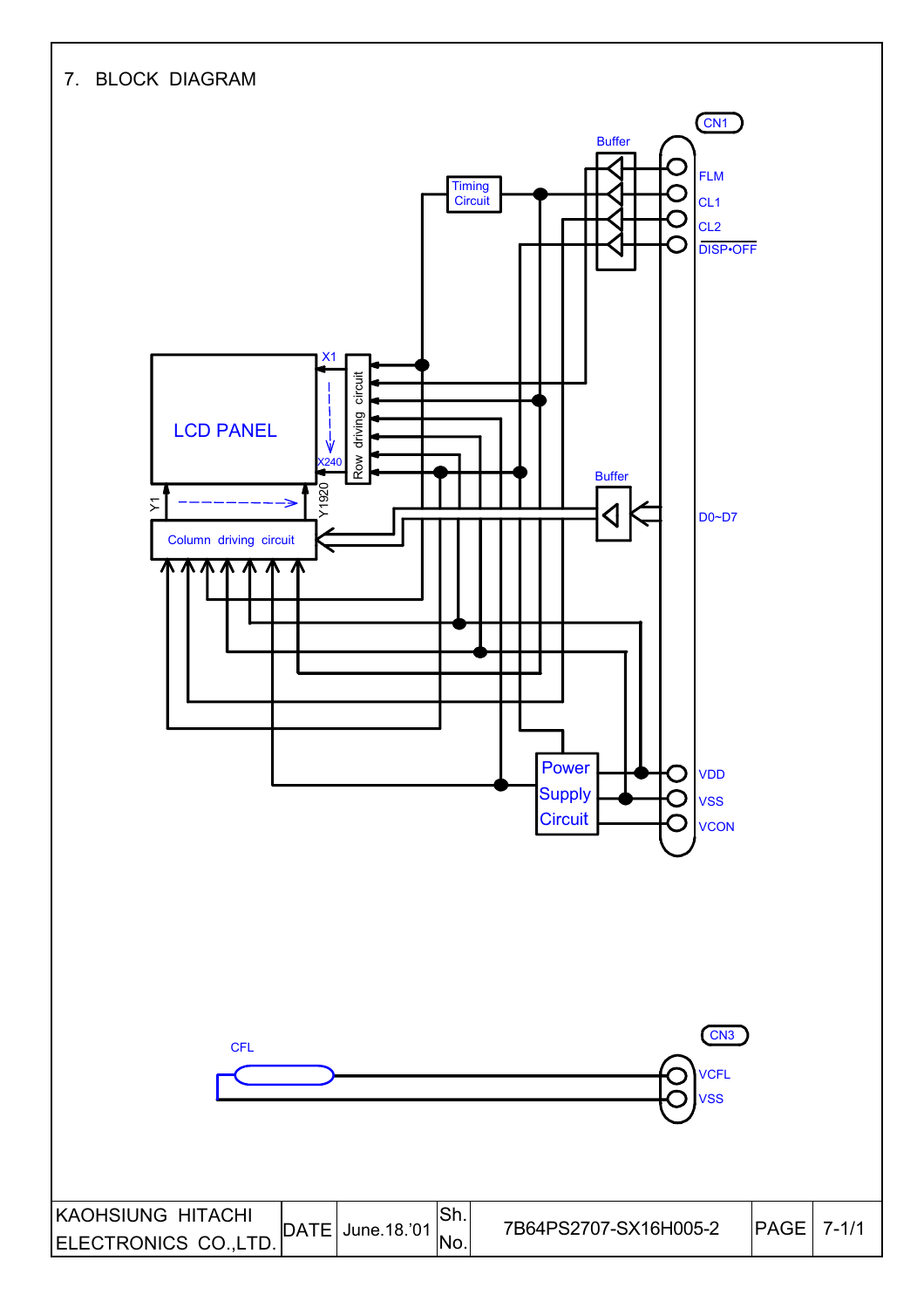# 7. BLOCK DIAGRAM

CN1

Buffer

Timing Circuit

FLM

CL1

CL2

DISP•OFF

X1

LCD PANEL

Row driving circuit

X240

Buffer

D0~D7

Y1

Y1920

Column driving circuit

Power Supply Circuit

VDD

VSS

VCON

CN3

CFL

VCFL

VSS

| KAOHSIUNG HITACHI ELECTRONICS CO.,LTD. | DATE | June.18.'01 | Sh. No. | 7B64PS2707-SX16H005-2 | PAGE | 7-1/1 |
|---|---|---|---|---|---|---|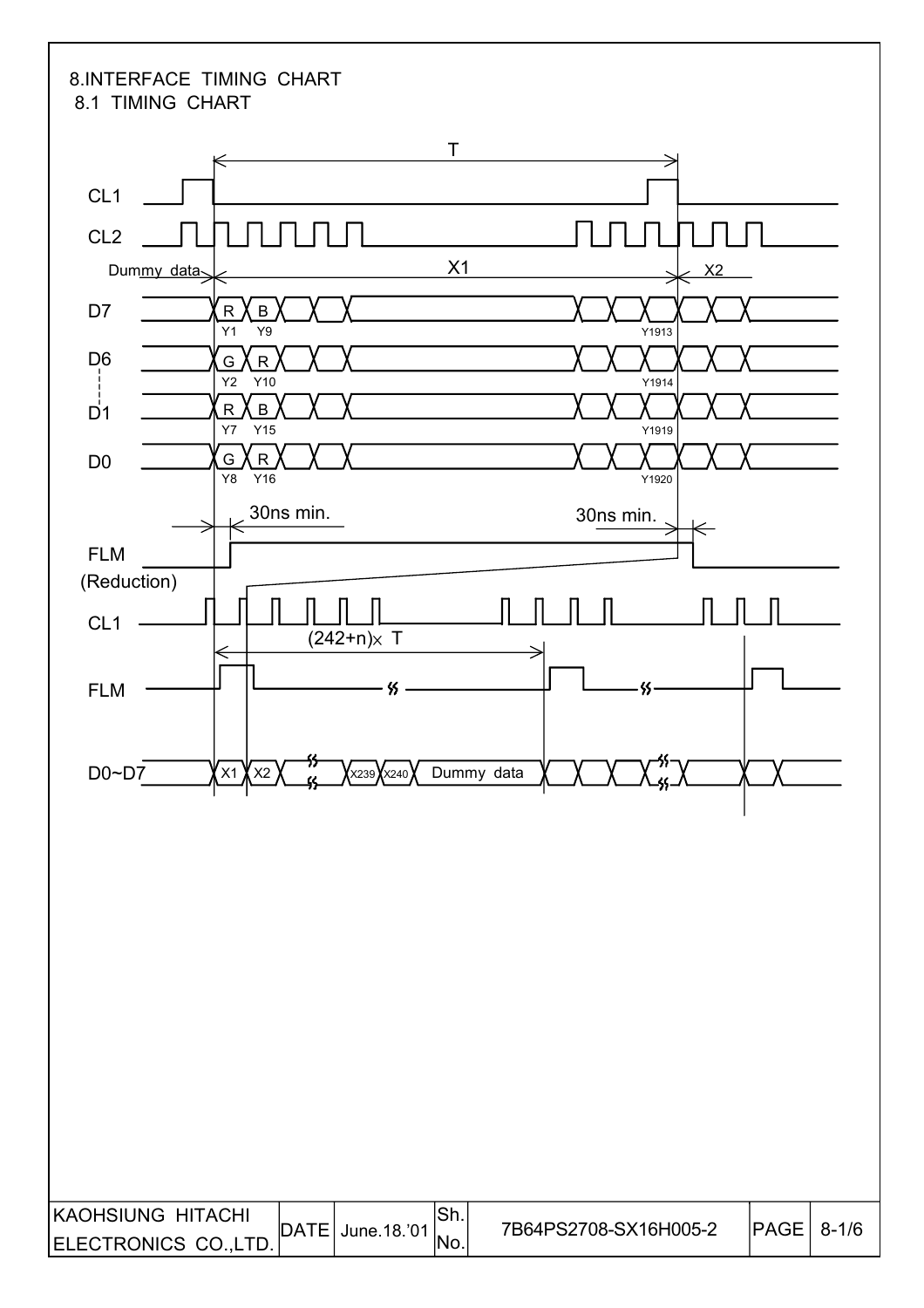# 8.INTERFACE TIMING CHART

## 8.1 TIMING CHART

T

CL1

CL2

Dummy data

X1

X2

D7 R B Y1 Y9 Y1913

D6 G R Y2 Y10 Y1914

D1 R B Y7 Y15 Y1919

D0 G R Y8 Y16 Y1920

30ns min.

30ns min.

FLM

(Reduction)

CL1

$(242+n)\times$ T

FLM

D0~D7 X1 X2 X239 X240 Dummy data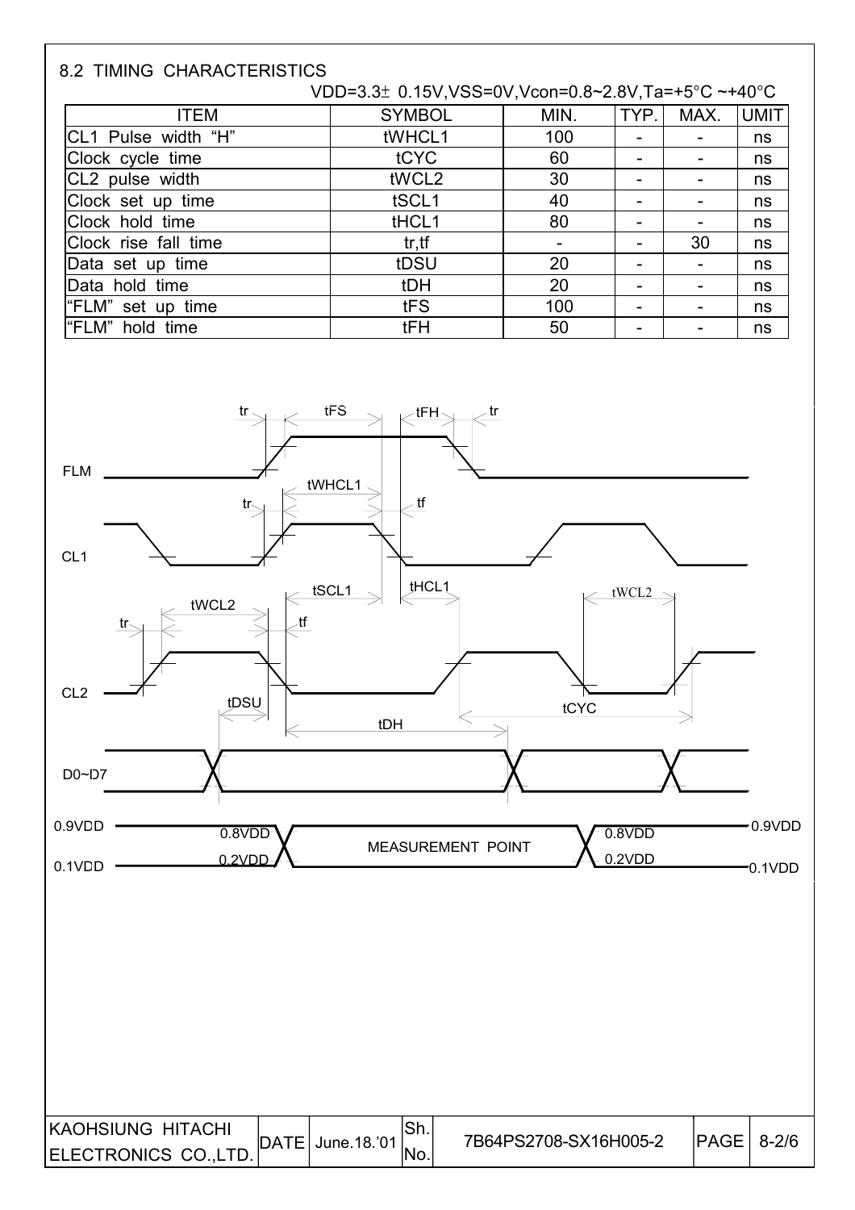## 8.2 TIMING CHARACTERISTICS

VDD=3.3± 0.15V,VSS=0V,Vcon=0.8~2.8V,Ta=+5°C ~+40°C

| ITEM | SYMBOL | MIN. | TYP. | MAX. | UMIT |
|---|---|---|---|---|---|
| CL1 Pulse width "H" | tWHCL1 | 100 | - | - | ns |
| Clock cycle time | tCYC | 60 | - | - | ns |
| CL2 pulse width | tWCL2 | 30 | - | - | ns |
| Clock set up time | tSCL1 | 40 | - | - | ns |
| Clock hold time | tHCL1 | 80 | - | - | ns |
| Clock rise fall time | tr,tf | - | - | 30 | ns |
| Data set up time | tDSU | 20 | - | - | ns |
| Data hold time | tDH | 20 | - | - | ns |
| "FLM" set up time | tFS | 100 | - | - | ns |
| "FLM" hold time | tFH | 50 | - | - | ns |

FLM, CL1, CL2, D0~D7 — tr, tFS, tFH, tWHCL1, tf, tSCL1, tHCL1, tWCL2, tDSU, tDH, tCYC

0.9VDD — 0.8VDD — MEASUREMENT POINT — 0.2VDD — 0.1VDD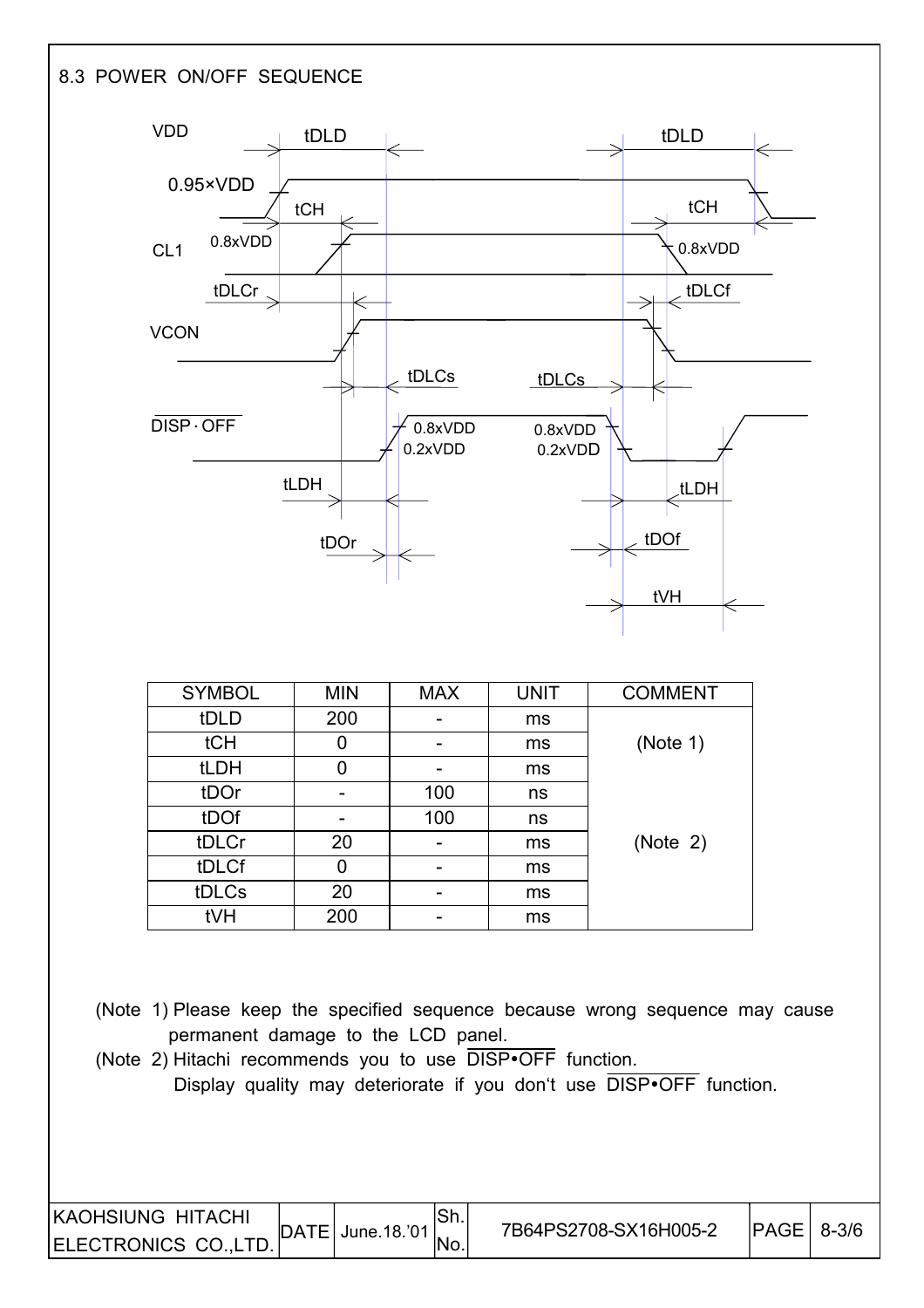## 8.3 POWER ON/OFF SEQUENCE

VDD, 0.95×VDD, CL1, 0.8xVDD, VCON, $\overline{\text{DISP}\cdot\text{OFF}}$, 0.8xVDD, 0.2xVDD, tDLD, tCH, tDLCr, tDLCf, tDLCs, tLDH, tDOr, tDOf, tVH

| SYMBOL | MIN | MAX | UNIT | COMMENT |
|---|---|---|---|---|
| tDLD | 200 | - | ms | (Note 1) |
| tCH | 0 | - | ms | |
| tLDH | 0 | - | ms | |
| tDOr | - | 100 | ns | (Note 2) |
| tDOf | - | 100 | ns | |
| tDLCr | 20 | - | ms | |
| tDLCf | 0 | - | ms | |
| tDLCs | 20 | - | ms | |
| tVH | 200 | - | ms | |

(Note 1) Please keep the specified sequence because wrong sequence may cause permanent damage to the LCD panel.

(Note 2) Hitachi recommends you to use $\overline{\text{DISP•OFF}}$ function.
Display quality may deteriorate if you don't use $\overline{\text{DISP•OFF}}$ function.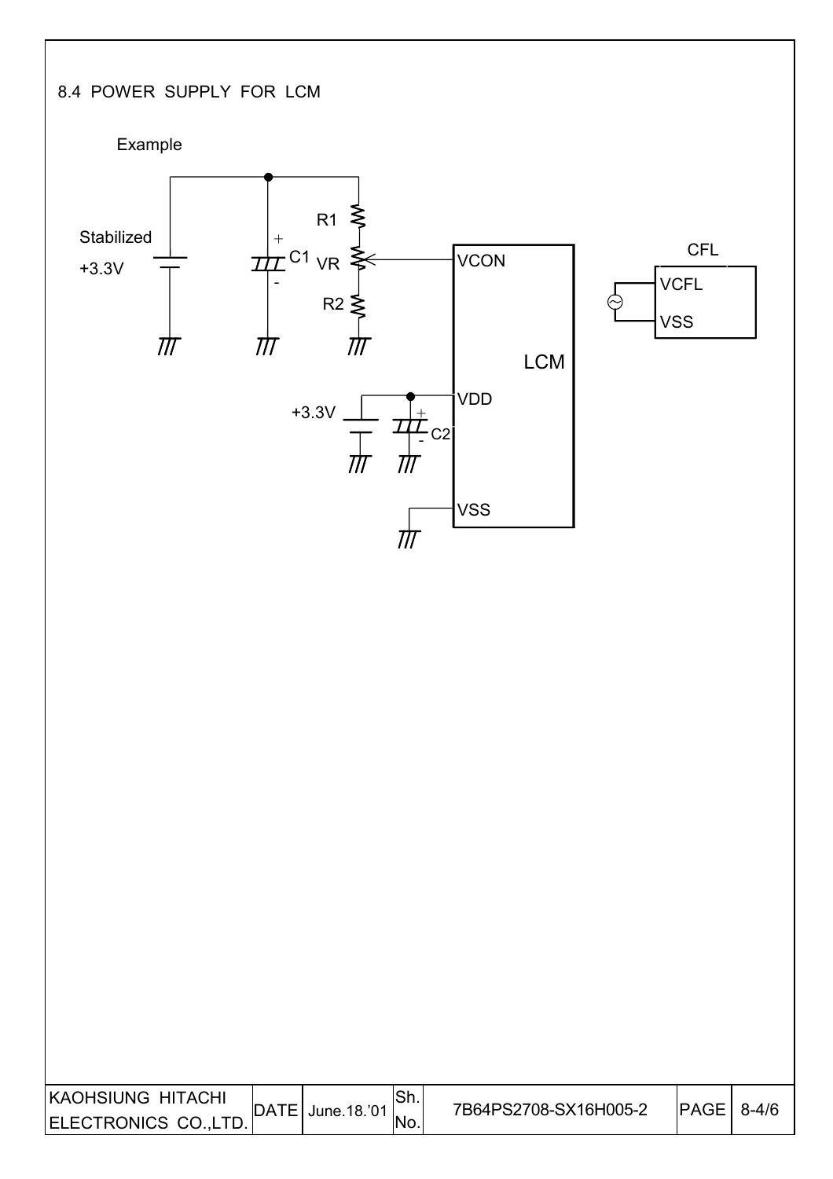8.4 POWER SUPPLY FOR LCM

Example

Stabilized +3.3V

C1

R1

VR

R2

VCON

LCM

VDD

+3.3V

C2

VSS

CFL

VCFL

VSS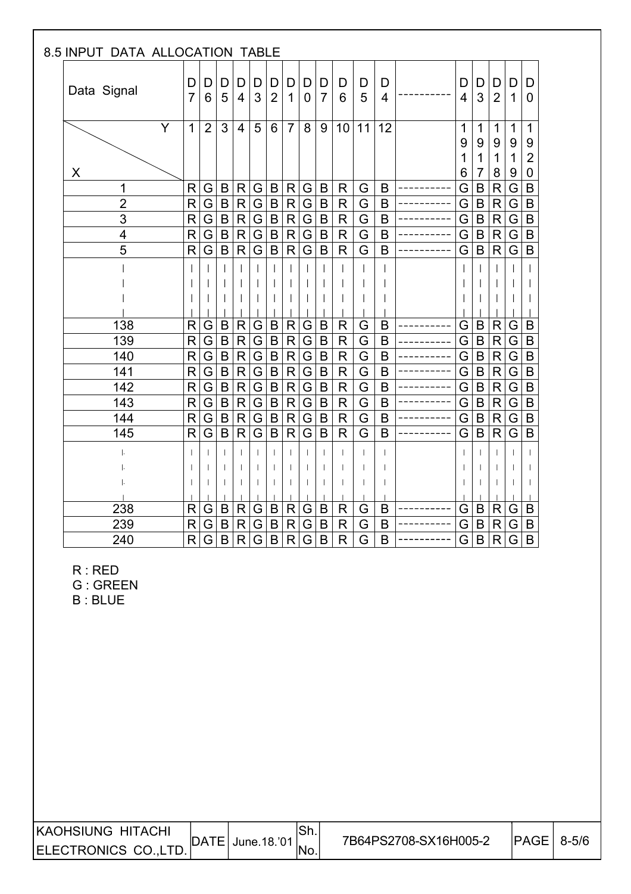## 8.5 INPUT DATA ALLOCATION TABLE

| Data Signal | D7 | D6 | D5 | D4 | D3 | D2 | D1 | D0 | D7 | D6 | D5 | D4 | ---------- | D4 | D3 | D2 | D1 | D0 |
|---|---|---|---|---|---|---|---|---|---|---|---|---|---|---|---|---|---|---|
| X \ Y | 1 | 2 | 3 | 4 | 5 | 6 | 7 | 8 | 9 | 10 | 11 | 12 | | 1916 | 1917 | 1918 | 1919 | 1920 |
| 1 | R | G | B | R | G | B | R | G | B | R | G | B | ---------- | G | B | R | G | B |
| 2 | R | G | B | R | G | B | R | G | B | R | G | B | ---------- | G | B | R | G | B |
| 3 | R | G | B | R | G | B | R | G | B | R | G | B | ---------- | G | B | R | G | B |
| 4 | R | G | B | R | G | B | R | G | B | R | G | B | ---------- | G | B | R | G | B |
| 5 | R | G | B | R | G | B | R | G | B | R | G | B | ---------- | G | B | R | G | B |
| \| | \| | \| | \| | \| | \| | \| | \| | \| | \| | \| | \| | \| | | \| | \| | \| | \| | \| |
| 138 | R | G | B | R | G | B | R | G | B | R | G | B | ---------- | G | B | R | G | B |
| 139 | R | G | B | R | G | B | R | G | B | R | G | B | ---------- | G | B | R | G | B |
| 140 | R | G | B | R | G | B | R | G | B | R | G | B | ---------- | G | B | R | G | B |
| 141 | R | G | B | R | G | B | R | G | B | R | G | B | ---------- | G | B | R | G | B |
| 142 | R | G | B | R | G | B | R | G | B | R | G | B | ---------- | G | B | R | G | B |
| 143 | R | G | B | R | G | B | R | G | B | R | G | B | ---------- | G | B | R | G | B |
| 144 | R | G | B | R | G | B | R | G | B | R | G | B | ---------- | G | B | R | G | B |
| 145 | R | G | B | R | G | B | R | G | B | R | G | B | ---------- | G | B | R | G | B |
| \| | \| | \| | \| | \| | \| | \| | \| | \| | \| | \| | \| | \| | | \| | \| | \| | \| | \| |
| 238 | R | G | B | R | G | B | R | G | B | R | G | B | ---------- | G | B | R | G | B |
| 239 | R | G | B | R | G | B | R | G | B | R | G | B | ---------- | G | B | R | G | B |
| 240 | R | G | B | R | G | B | R | G | B | R | G | B | ---------- | G | B | R | G | B |

R : RED
G : GREEN
B : BLUE

| KAOHSIUNG HITACHI ELECTRONICS CO.,LTD. | DATE | June.18.'01 | Sh. No. | 7B64PS2708-SX16H005-2 | PAGE | 8-5/6 |
|---|---|---|---|---|---|---|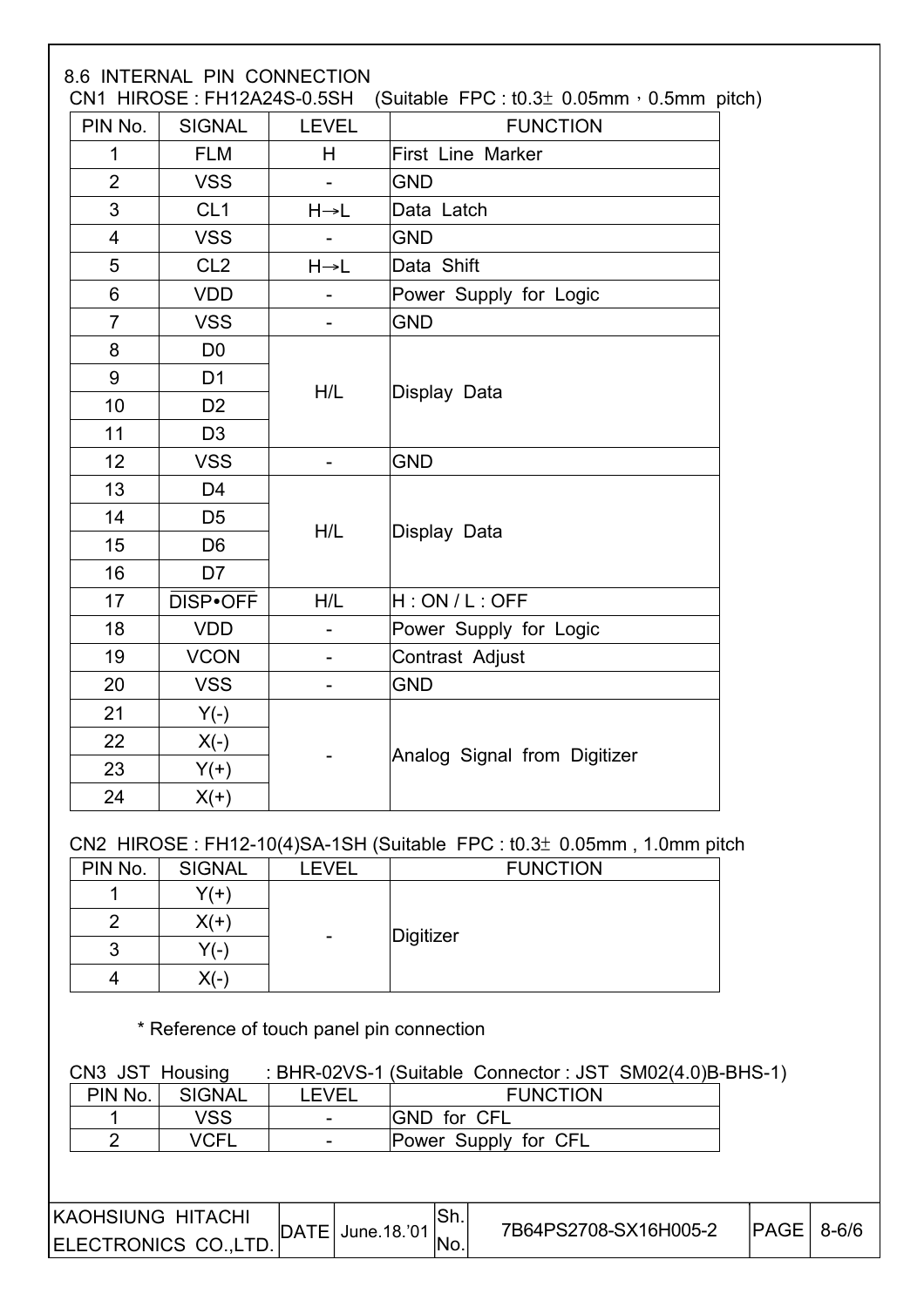## 8.6 INTERNAL PIN CONNECTION

CN1 HIROSE : FH12A24S-0.5SH (Suitable FPC : t0.3± 0.05mm，0.5mm pitch)

| PIN No. | SIGNAL | LEVEL | FUNCTION |
|---|---|---|---|
| 1 | FLM | H | First Line Marker |
| 2 | VSS | - | GND |
| 3 | CL1 | H→L | Data Latch |
| 4 | VSS | - | GND |
| 5 | CL2 | H→L | Data Shift |
| 6 | VDD | - | Power Supply for Logic |
| 7 | VSS | - | GND |
| 8 | D0 | H/L | Display Data |
| 9 | D1 | | |
| 10 | D2 | | |
| 11 | D3 | | |
| 12 | VSS | - | GND |
| 13 | D4 | H/L | Display Data |
| 14 | D5 | | |
| 15 | D6 | | |
| 16 | D7 | | |
| 17 | $\overline{\text{DISP•OFF}}$ | H/L | H : ON / L : OFF |
| 18 | VDD | - | Power Supply for Logic |
| 19 | VCON | - | Contrast Adjust |
| 20 | VSS | - | GND |
| 21 | Y(-) | - | Analog Signal from Digitizer |
| 22 | X(-) | | |
| 23 | Y(+) | | |
| 24 | X(+) | | |

CN2 HIROSE : FH12-10(4)SA-1SH (Suitable FPC : t0.3± 0.05mm , 1.0mm pitch

| PIN No. | SIGNAL | LEVEL | FUNCTION |
|---|---|---|---|
| 1 | Y(+) | - | Digitizer |
| 2 | X(+) | | |
| 3 | Y(-) | | |
| 4 | X(-) | | |

* Reference of touch panel pin connection

CN3 JST Housing : BHR-02VS-1 (Suitable Connector : JST SM02(4.0)B-BHS-1)

| PIN No. | SIGNAL | LEVEL | FUNCTION |
|---|---|---|---|
| 1 | VSS | - | GND for CFL |
| 2 | VCFL | - | Power Supply for CFL |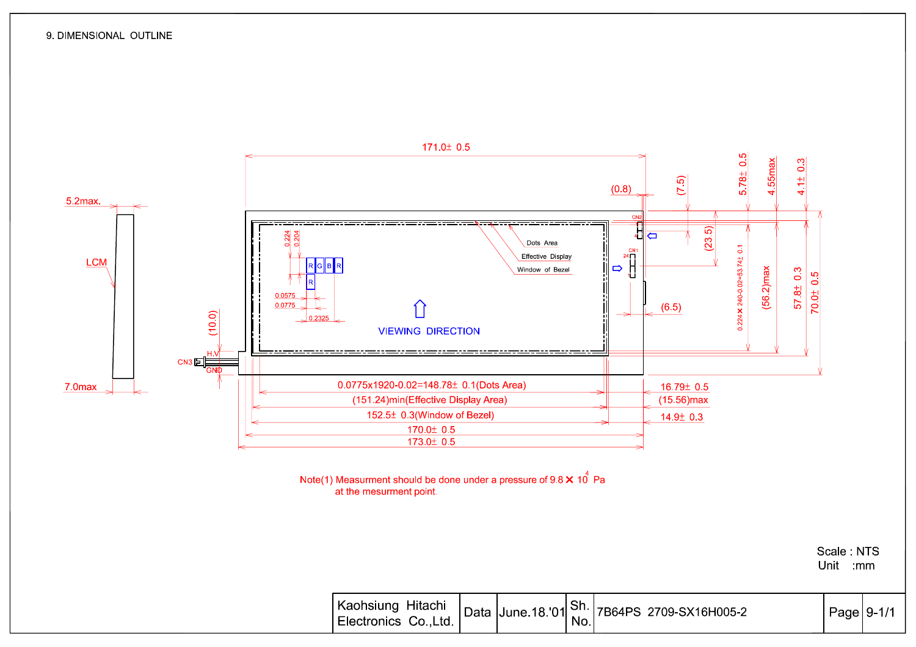## 9. DIMENSIONAL OUTLINE

5.2max.

LCM

7.0max

171.0± 0.5

(0.8)

(7.5)

5.78± 0.5

4.55max

4.1± 0.3

CN2

CN1

(23.5)

0.224 0.204

R G B R

R

0.0575

0.0775

0.2325

Dots Area

Effective Display

Window of Bezel

VIEWING DIRECTION

(10.0)

H.V

CN3

GND

(6.5)

0.224×240-0.02=53.74± 0.1

(56.2)max

57.8± 0.3

70.0± 0.5

0.0775x1920-0.02=148.78± 0.1(Dots Area)

(151.24)min(Effective Display Area)

152.5± 0.3(Window of Bezel)

170.0± 0.5

173.0± 0.5

16.79± 0.5

(15.56)max

14.9± 0.3

Note(1) Measurment should be done under a pressure of $9.8 \times 10^4$ Pa at the mesurment point.

Scale : NTS
Unit :mm

| Kaohsiung Hitachi Electronics Co.,Ltd. | Data | June.18.'01 | Sh. No. | 7B64PS 2709-SX16H005-2 | Page | 9-1/1 |
|---|---|---|---|---|---|---|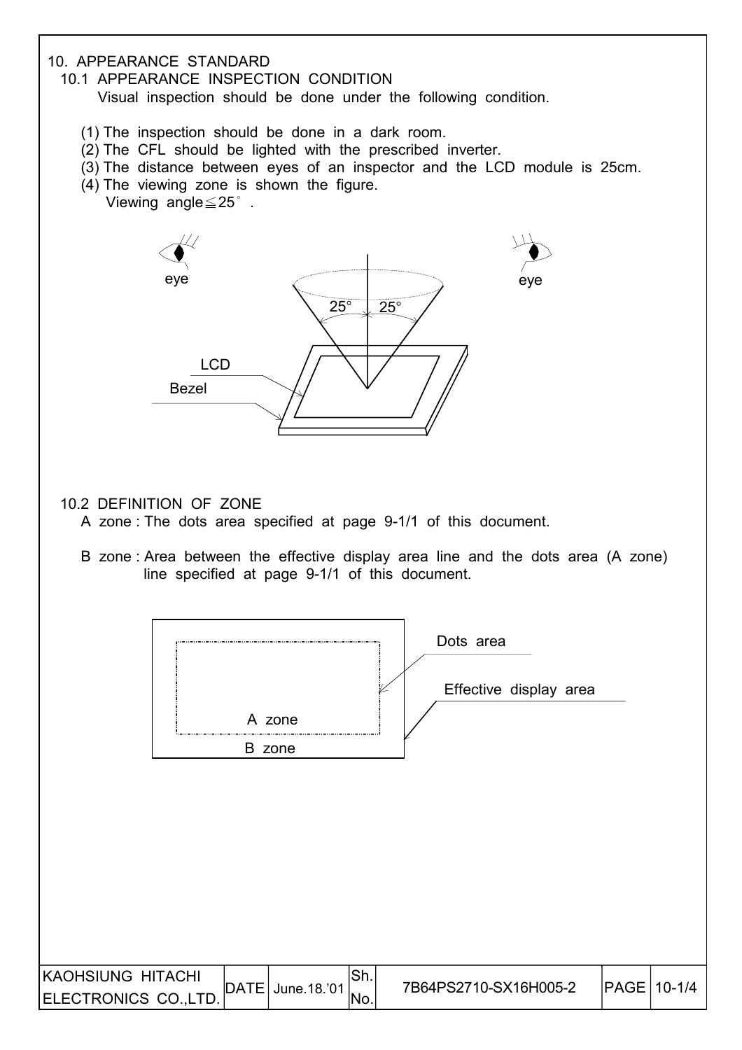# 10. APPEARANCE STANDARD

## 10.1 APPEARANCE INSPECTION CONDITION

Visual inspection should be done under the following condition.

(1) The inspection should be done in a dark room.
(2) The CFL should be lighted with the prescribed inverter.
(3) The distance between eyes of an inspector and the LCD module is 25cm.
(4) The viewing zone is shown the figure.
Viewing angle≦25°.

## 10.2 DEFINITION OF ZONE

A zone : The dots area specified at page 9-1/1 of this document.

B zone : Area between the effective display area line and the dots area (A zone) line specified at page 9-1/1 of this document.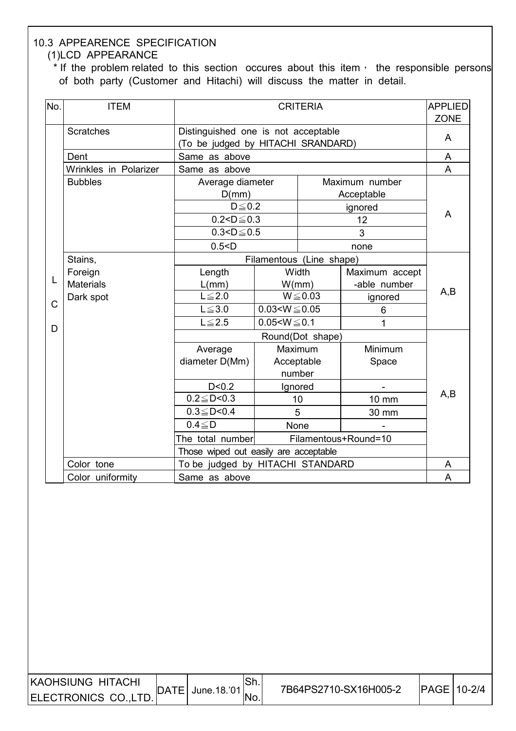## 10.3 APPEERENCE SPECIFICATION

### (1)LCD APPEARANCE

\* If the problem related to this section occures about this item， the responsible persons of both party (Customer and Hitachi) will discuss the matter in detail.

| No. | ITEM | CRITERIA | | | APPLIED ZONE |
|---|---|---|---|---|---|
| LCD | Scratches | Distinguished one is not acceptable (To be judged by HITACHI SRANDARD) | | | A |
| | Dent | Same as above | | | A |
| | Wrinkles in Polarizer | Same as above | | | A |
| | Bubbles | Average diameter D(mm) | Maximum number Acceptable | | A |
| | | D≦0.2 | ignored | | |
| | | 0.2<D≦0.3 | 12 | | |
| | | 0.3<D≦0.5 | 3 | | |
| | | 0.5<D | none | | |
| | Stains, Foreign Materials Dark spot | Filamentous (Line shape) | | | A,B |
| | | Length L(mm) | Width W(mm) | Maximum accept -able number | |
| | | L≦2.0 | W≦0.03 | ignored | |
| | | L≦3.0 | 0.03<W≦0.05 | 6 | |
| | | L≦2.5 | 0.05<W≦0.1 | 1 | |
| | | Round(Dot shape) | | | A,B |
| | | Average diameter D(Mm) | Maximum Acceptable number | Minimum Space | |
| | | D<0.2 | Ignored | - | |
| | | 0.2≦D<0.3 | 10 | 10 mm | |
| | | 0.3≦D<0.4 | 5 | 30 mm | |
| | | 0.4≦D | None | - | |
| | | The total number | Filamentous+Round=10 | | |
| | | Those wiped out easily are acceptable | | | |
| | Color tone | To be judged by HITACHI STANDARD | | | A |
| | Color uniformity | Same as above | | | A |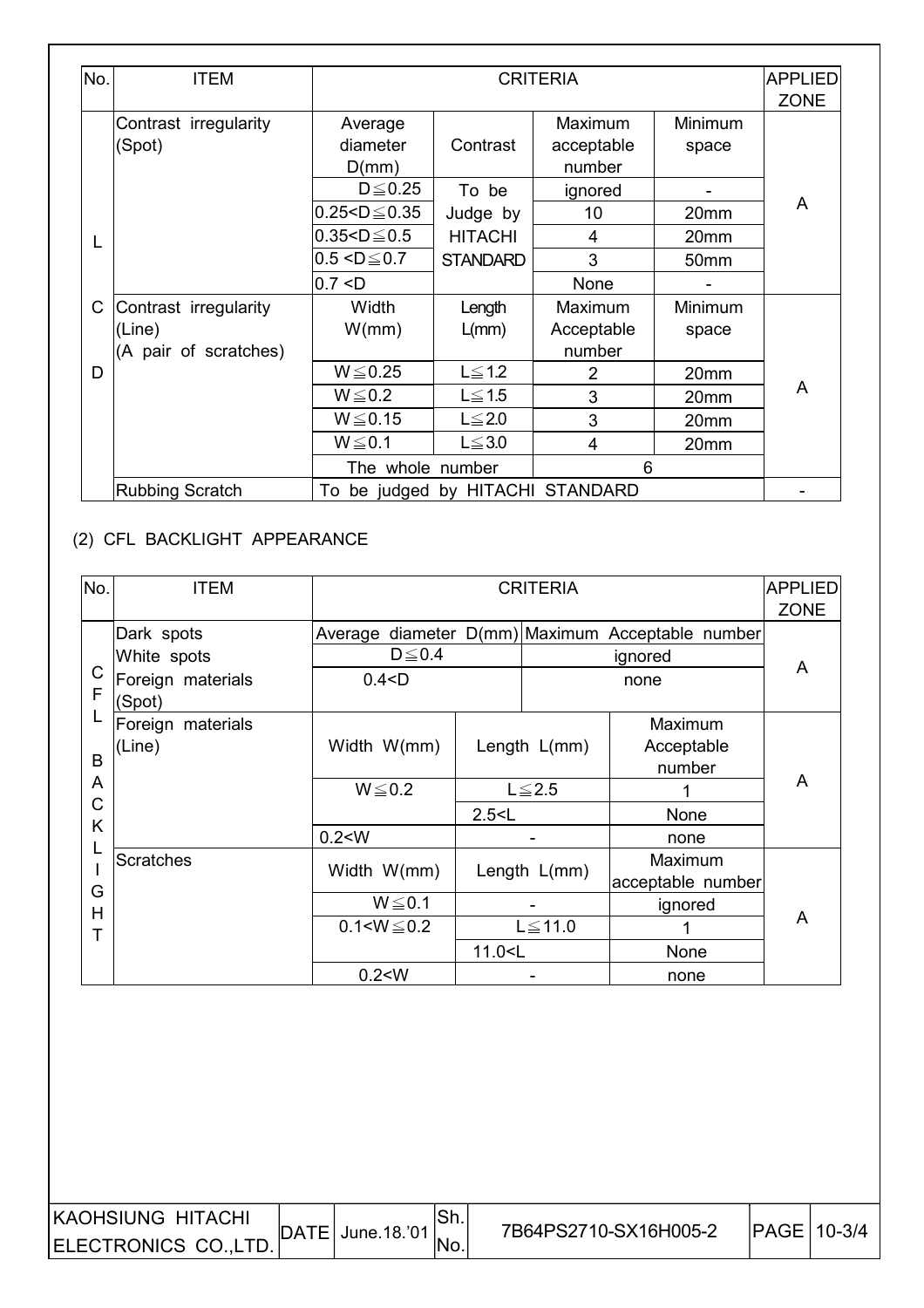| No. | ITEM | CRITERIA | | | | APPLIED ZONE |
|---|---|---|---|---|---|---|
| LCD | Contrast irregularity (Spot) | Average diameter D(mm) | Contrast | Maximum acceptable number | Minimum space | A |
| | | D≦0.25 | To be Judge by HITACHI STANDARD | ignored | - | |
| | | 0.25<D≦0.35 | | 10 | 20mm | |
| | | 0.35<D≦0.5 | | 4 | 20mm | |
| | | 0.5 <D≦0.7 | | 3 | 50mm | |
| | | 0.7 <D | | None | - | |
| | Contrast irregularity (Line) (A pair of scratches) | Width W(mm) | Length L(mm) | Maximum Acceptable number | Minimum space | A |
| | | W≦0.25 | L≦1.2 | 2 | 20mm | |
| | | W≦0.2 | L≦1.5 | 3 | 20mm | |
| | | W≦0.15 | L≦2.0 | 3 | 20mm | |
| | | W≦0.1 | L≦3.0 | 4 | 20mm | |
| | | The whole number | | 6 | | |
| | Rubbing Scratch | To be judged by HITACHI STANDARD | | | | - |

(2) CFL BACKLIGHT APPEARANCE

| No. | ITEM | CRITERIA | | | APPLIED ZONE |
|---|---|---|---|---|---|
| CFL BACKLIGHT | Dark spots White spots Foreign materials (Spot) | Average diameter D(mm) | | Maximum Acceptable number | A |
| | | D≦0.4 | | ignored | |
| | | 0.4<D | | none | |
| | Foreign materials (Line) | Width W(mm) | Length L(mm) | Maximum Acceptable number | A |
| | | W≦0.2 | L≦2.5 | 1 | |
| | | | 2.5<L | None | |
| | | 0.2<W | - | none | |
| | Scratches | Width W(mm) | Length L(mm) | Maximum acceptable number | A |
| | | W≦0.1 | - | ignored | |
| | | 0.1<W≦0.2 | L≦11.0 | 1 | |
| | | | 11.0<L | None | |
| | | 0.2<W | - | none | |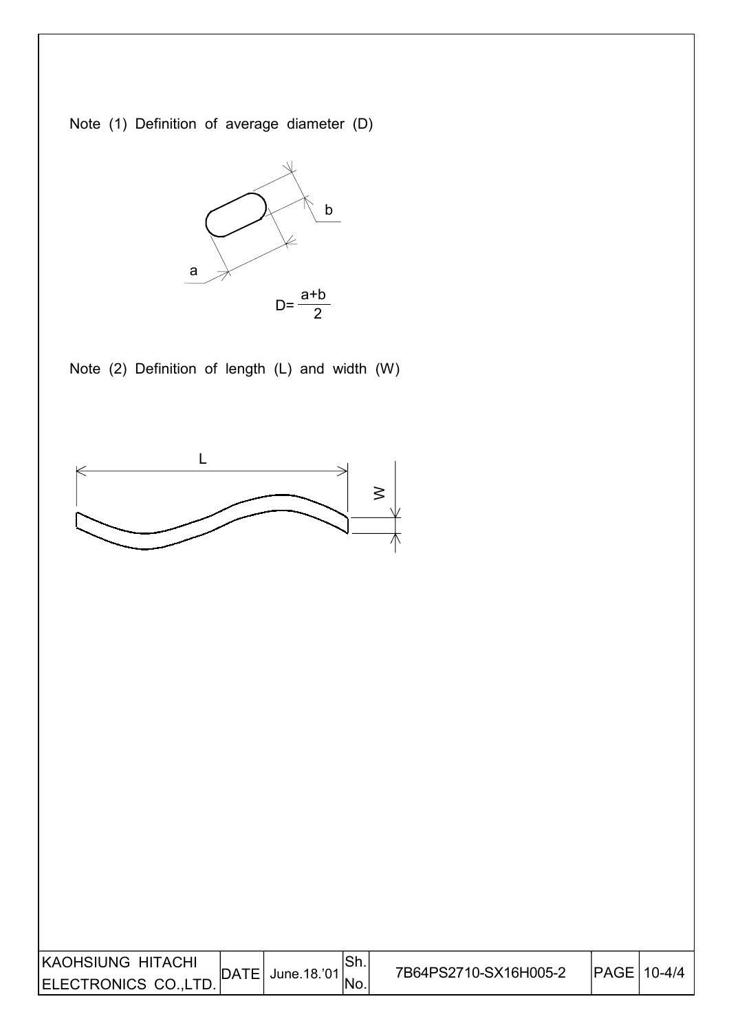Note (1) Definition of average diameter (D)

$$D=\frac{a+b}{2}$$

Note (2) Definition of length (L) and width (W)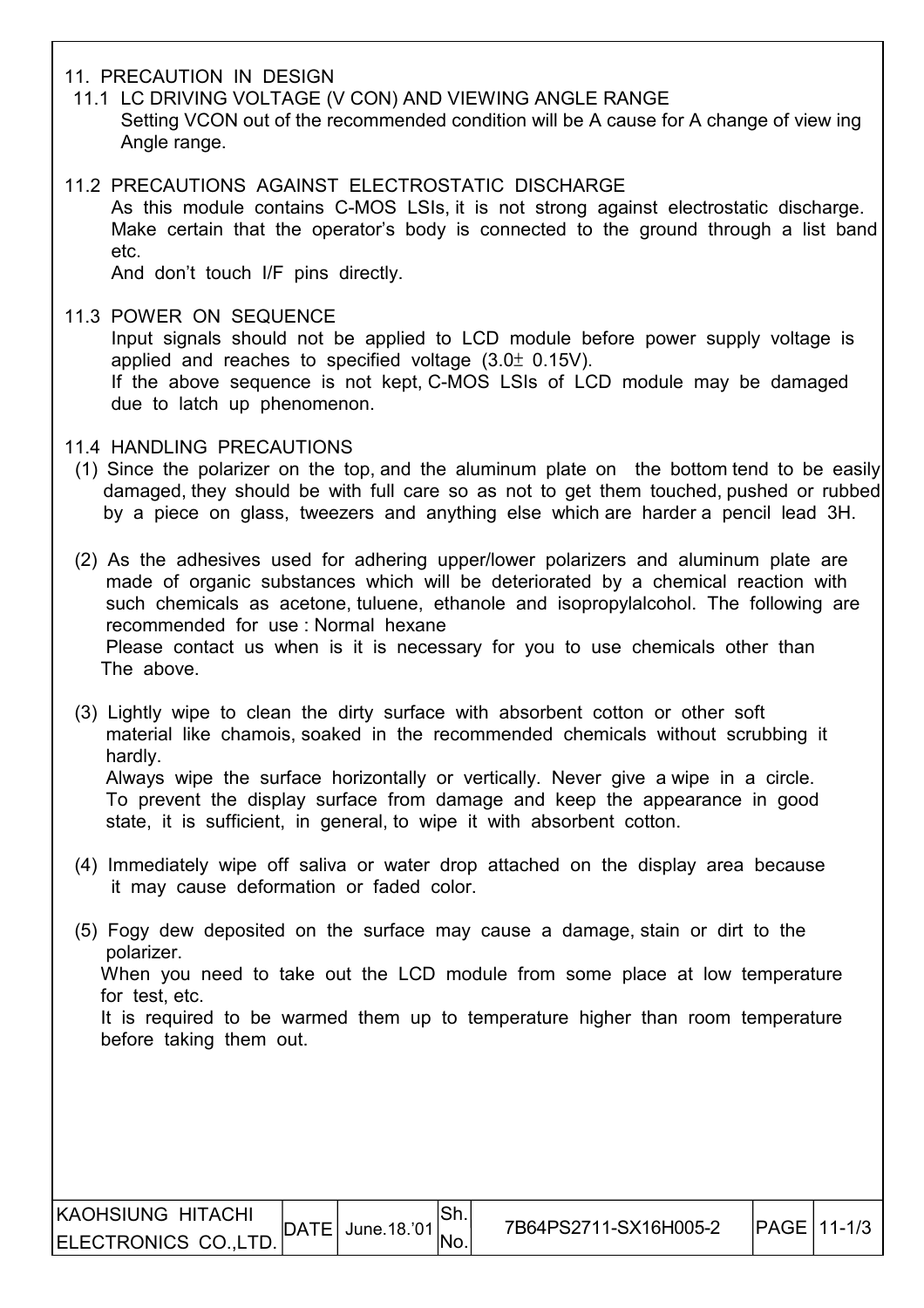## 11. PRECAUTION IN DESIGN

### 11.1 LC DRIVING VOLTAGE (V CON) AND VIEWING ANGLE RANGE

Setting VCON out of the recommended condition will be A cause for A change of view ing Angle range.

### 11.2 PRECAUTIONS AGAINST ELECTROSTATIC DISCHARGE

As this module contains C-MOS LSIs, it is not strong against electrostatic discharge. Make certain that the operator's body is connected to the ground through a list band etc.

And don't touch I/F pins directly.

### 11.3 POWER ON SEQUENCE

Input signals should not be applied to LCD module before power supply voltage is applied and reaches to specified voltage (3.0± 0.15V).

If the above sequence is not kept, C-MOS LSIs of LCD module may be damaged due to latch up phenomenon.

### 11.4 HANDLING PRECAUTIONS

(1) Since the polarizer on the top, and the aluminum plate on the bottom tend to be easily damaged, they should be with full care so as not to get them touched, pushed or rubbed by a piece on glass, tweezers and anything else which are harder a pencil lead 3H.

(2) As the adhesives used for adhering upper/lower polarizers and aluminum plate are made of organic substances which will be deteriorated by a chemical reaction with such chemicals as acetone, tuluene, ethanole and isopropylalcohol. The following are recommended for use : Normal hexane

Please contact us when is it is necessary for you to use chemicals other than The above.

(3) Lightly wipe to clean the dirty surface with absorbent cotton or other soft material like chamois, soaked in the recommended chemicals without scrubbing it hardly.

Always wipe the surface horizontally or vertically. Never give a wipe in a circle.

To prevent the display surface from damage and keep the appearance in good state, it is sufficient, in general, to wipe it with absorbent cotton.

(4) Immediately wipe off saliva or water drop attached on the display area because it may cause deformation or faded color.

(5) Fogy dew deposited on the surface may cause a damage, stain or dirt to the polarizer.

When you need to take out the LCD module from some place at low temperature for test, etc.

It is required to be warmed them up to temperature higher than room temperature before taking them out.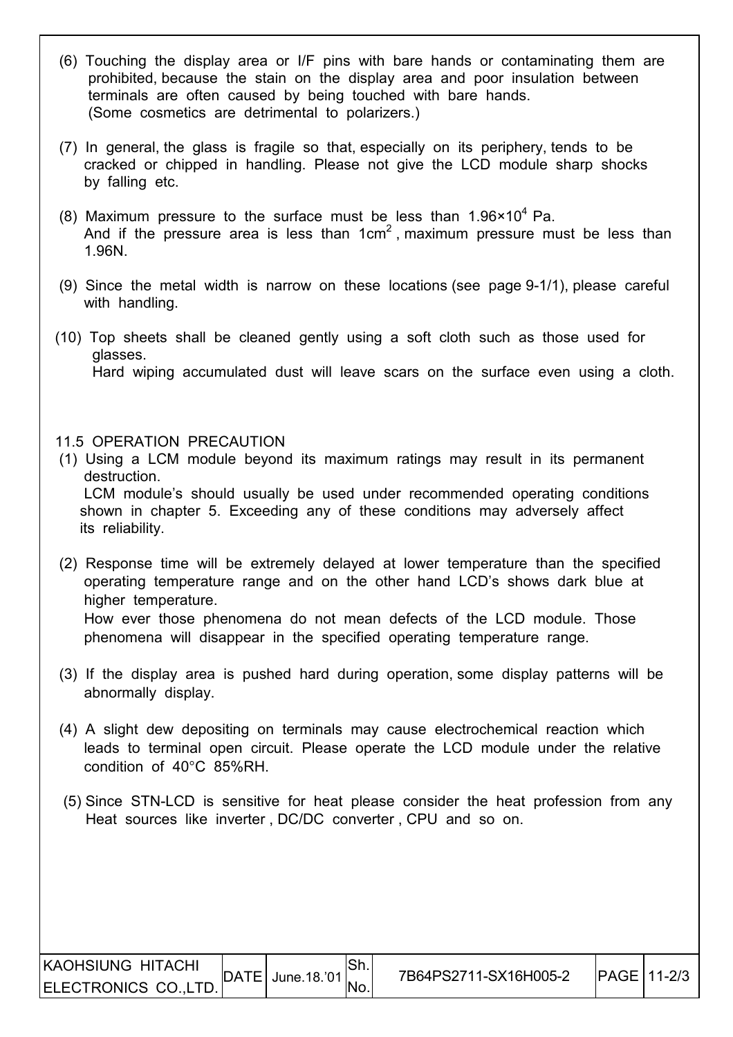(6) Touching the display area or I/F pins with bare hands or contaminating them are prohibited, because the stain on the display area and poor insulation between terminals are often caused by being touched with bare hands. (Some cosmetics are detrimental to polarizers.)

(7) In general, the glass is fragile so that, especially on its periphery, tends to be cracked or chipped in handling. Please not give the LCD module sharp shocks by falling etc.

(8) Maximum pressure to the surface must be less than $1.96\times10^4$ Pa. And if the pressure area is less than $1cm^2$, maximum pressure must be less than 1.96N.

(9) Since the metal width is narrow on these locations (see page 9-1/1), please careful with handling.

(10) Top sheets shall be cleaned gently using a soft cloth such as those used for glasses. Hard wiping accumulated dust will leave scars on the surface even using a cloth.

## 11.5 OPERATION PRECAUTION

(1) Using a LCM module beyond its maximum ratings may result in its permanent destruction. LCM module's should usually be used under recommended operating conditions shown in chapter 5. Exceeding any of these conditions may adversely affect its reliability.

(2) Response time will be extremely delayed at lower temperature than the specified operating temperature range and on the other hand LCD's shows dark blue at higher temperature. How ever those phenomena do not mean defects of the LCD module. Those phenomena will disappear in the specified operating temperature range.

(3) If the display area is pushed hard during operation, some display patterns will be abnormally display.

(4) A slight dew depositing on terminals may cause electrochemical reaction which leads to terminal open circuit. Please operate the LCD module under the relative condition of 40°C 85%RH.

(5) Since STN-LCD is sensitive for heat please consider the heat profession from any Heat sources like inverter , DC/DC converter , CPU and so on.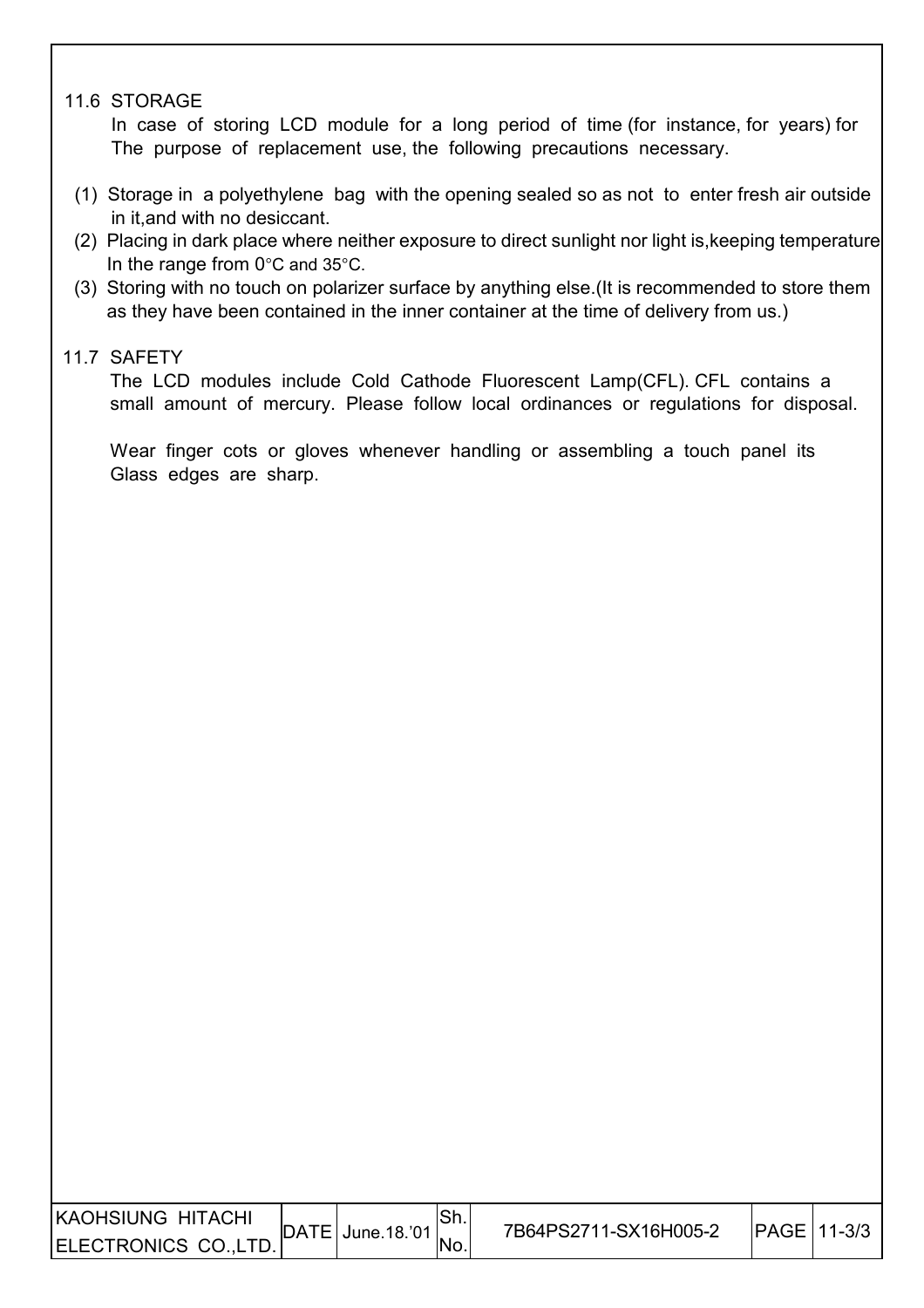## 11.6 STORAGE

In case of storing LCD module for a long period of time (for instance, for years) for The purpose of replacement use, the following precautions necessary.

(1) Storage in a polyethylene bag with the opening sealed so as not to enter fresh air outside in it,and with no desiccant.

(2) Placing in dark place where neither exposure to direct sunlight nor light is,keeping temperature In the range from 0°C and 35°C.

(3) Storing with no touch on polarizer surface by anything else.(It is recommended to store them as they have been contained in the inner container at the time of delivery from us.)

## 11.7 SAFETY

The LCD modules include Cold Cathode Fluorescent Lamp(CFL). CFL contains a small amount of mercury. Please follow local ordinances or regulations for disposal.

Wear finger cots or gloves whenever handling or assembling a touch panel its Glass edges are sharp.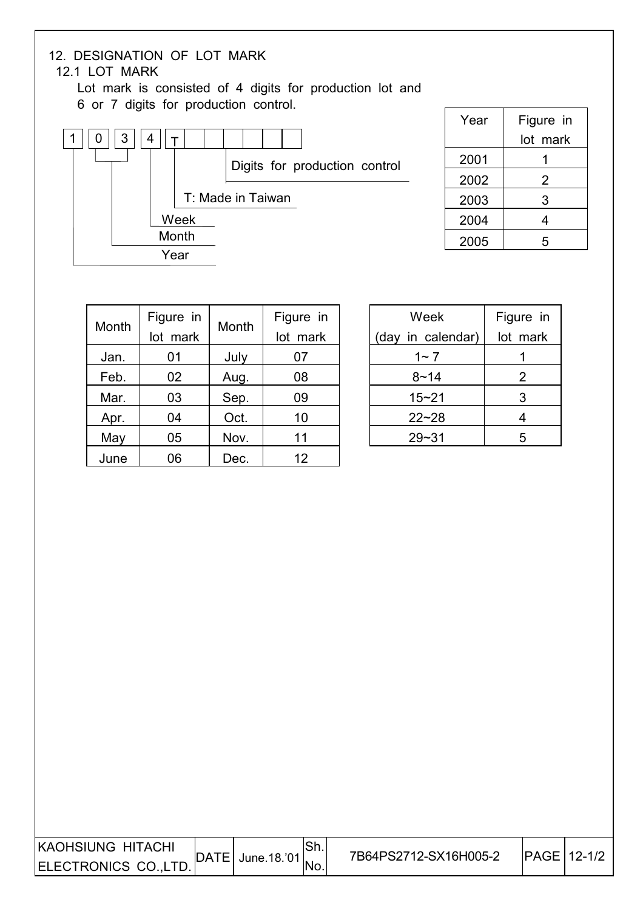# 12. DESIGNATION OF LOT MARK

## 12.1 LOT MARK

Lot mark is consisted of 4 digits for production lot and 6 or 7 digits for production control.

```
1  0  3  4  T [ ][ ][ ][ ][ ][ ]
|  |__|  |  |        |
|    |   |  |        Digits for production control
|    |   |  T: Made in Taiwan
|    |   Week
|    Month
Year
```

| Year | Figure in lot mark |
|---|---|
| 2001 | 1 |
| 2002 | 2 |
| 2003 | 3 |
| 2004 | 4 |
| 2005 | 5 |

| Month | Figure in lot mark | Month | Figure in lot mark |
|---|---|---|---|
| Jan. | 01 | July | 07 |
| Feb. | 02 | Aug. | 08 |
| Mar. | 03 | Sep. | 09 |
| Apr. | 04 | Oct. | 10 |
| May | 05 | Nov. | 11 |
| June | 06 | Dec. | 12 |

| Week (day in calendar) | Figure in lot mark |
|---|---|
| 1~ 7 | 1 |
| 8~14 | 2 |
| 15~21 | 3 |
| 22~28 | 4 |
| 29~31 | 5 |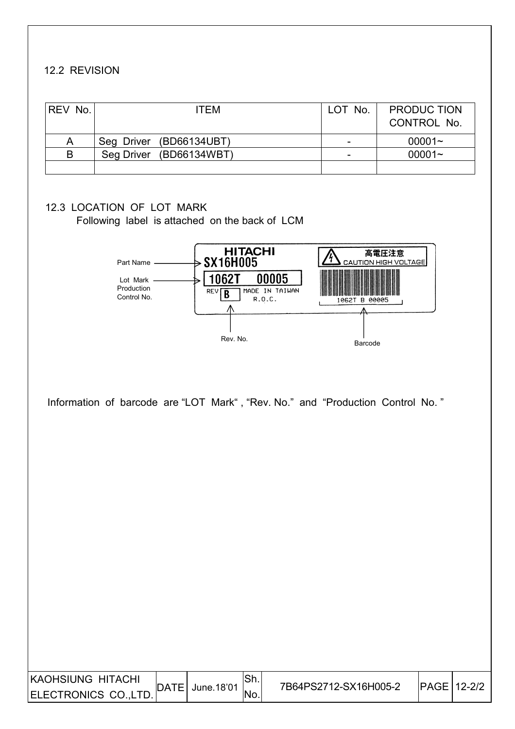### 12.2 REVISION

| REV No. | ITEM | LOT No. | PRODUC TION CONTROL No. |
|---|---|---|---|
| A | Seg Driver (BD66134UBT) | - | 00001~ |
| B | Seg Driver (BD66134WBT) | - | 00001~ |
| | | | |

### 12.3 LOCATION OF LOT MARK

Following label is attached on the back of LCM

Part Name → SX16H005

Lot Mark / Production Control No. → 1062T 00005

HITACHI
SX16H005
1062T 00005
REV B MADE IN TAIWAN R.O.C.

高電圧注意
CAUTION HIGH VOLTAGE

1062T B 00005

Rev. No.

Barcode

Information of barcode are "LOT Mark", "Rev. No." and "Production Control No."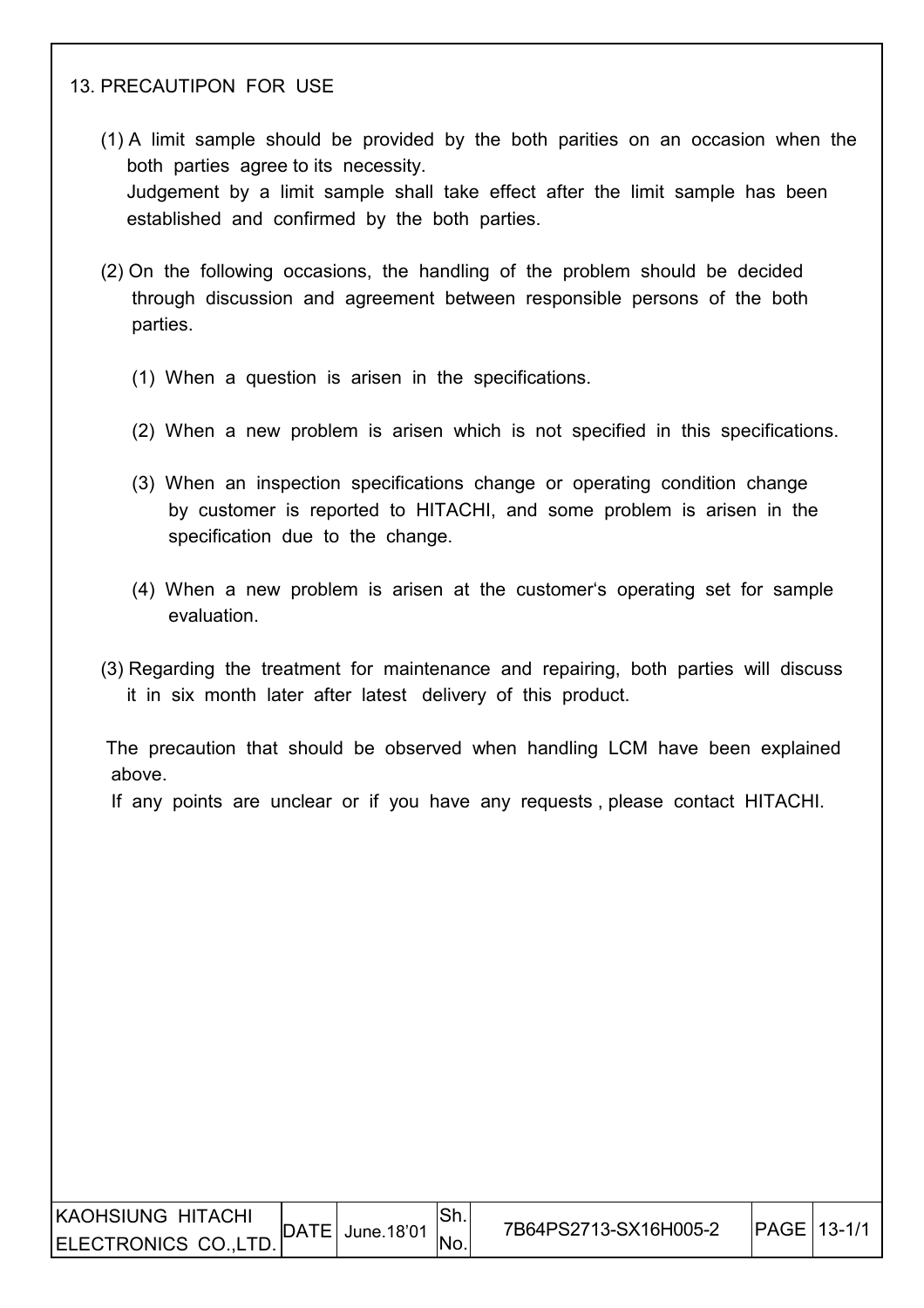## 13. PRECAUTIPON FOR USE

(1) A limit sample should be provided by the both parities on an occasion when the both parties agree to its necessity.
Judgement by a limit sample shall take effect after the limit sample has been established and confirmed by the both parties.

(2) On the following occasions, the handling of the problem should be decided through discussion and agreement between responsible persons of the both parties.

(1) When a question is arisen in the specifications.

(2) When a new problem is arisen which is not specified in this specifications.

(3) When an inspection specifications change or operating condition change by customer is reported to HITACHI, and some problem is arisen in the specification due to the change.

(4) When a new problem is arisen at the customer's operating set for sample evaluation.

(3) Regarding the treatment for maintenance and repairing, both parties will discuss it in six month later after latest delivery of this product.

The precaution that should be observed when handling LCM have been explained above.
If any points are unclear or if you have any requests , please contact HITACHI.